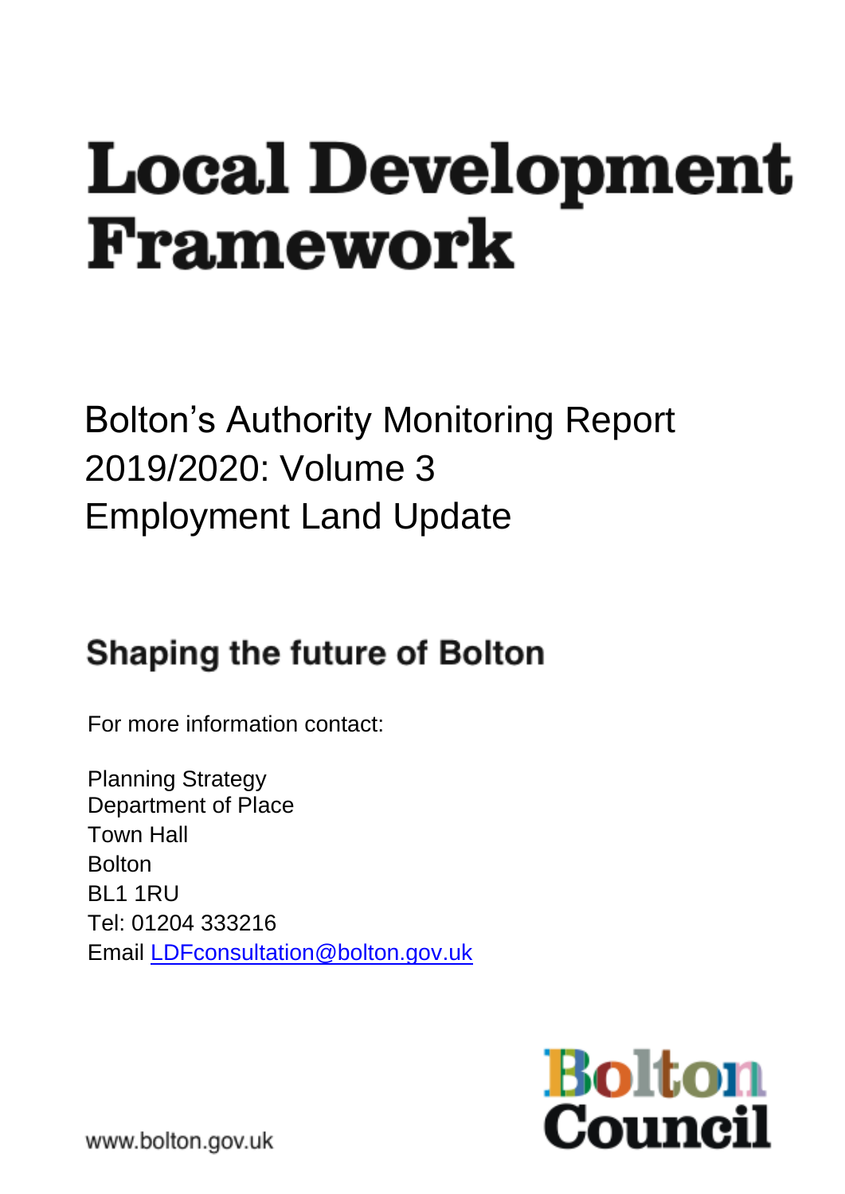# Local Development Framework

## Bolton's Authority Monitoring Report 2019/2020: Volume 3 Employment Land Update

**Shaping the future of Bolton**

For more information contact:

Planning Strategy
Department of Place
Town Hall
Bolton
BL1 1RU
Tel: 01204 333216
Email LDFconsultation@bolton.gov.uk

Bolton Council

www.bolton.gov.uk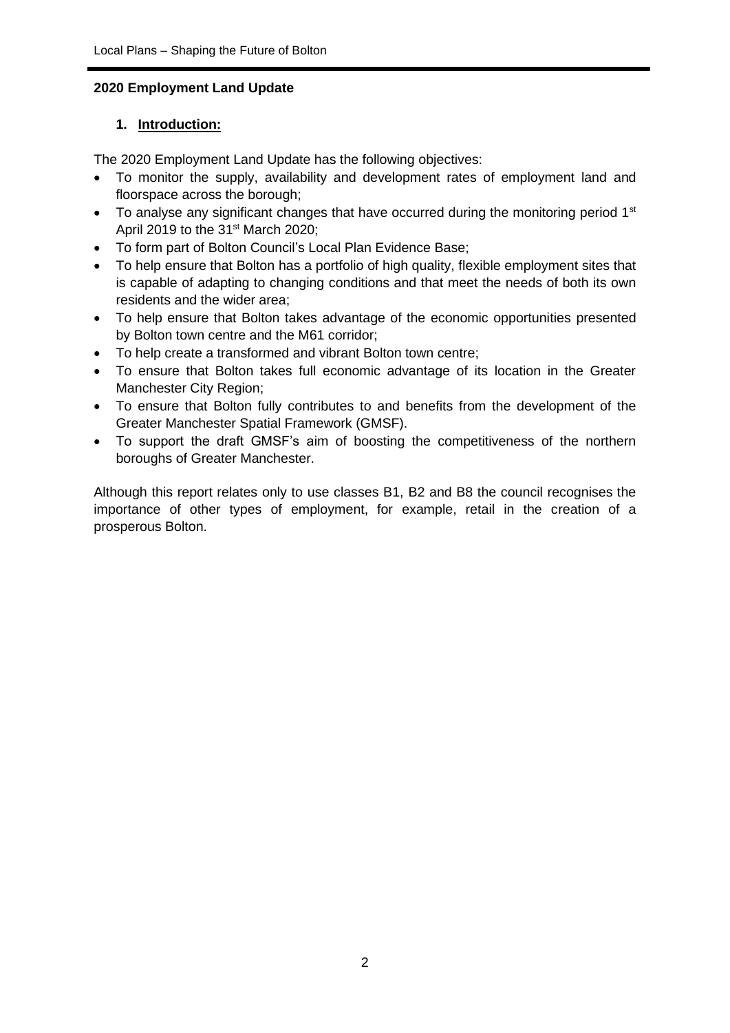## 2020 Employment Land Update

### 1. Introduction:

The 2020 Employment Land Update has the following objectives:

- To monitor the supply, availability and development rates of employment land and floorspace across the borough;
- To analyse any significant changes that have occurred during the monitoring period 1st April 2019 to the 31st March 2020;
- To form part of Bolton Council's Local Plan Evidence Base;
- To help ensure that Bolton has a portfolio of high quality, flexible employment sites that is capable of adapting to changing conditions and that meet the needs of both its own residents and the wider area;
- To help ensure that Bolton takes advantage of the economic opportunities presented by Bolton town centre and the M61 corridor;
- To help create a transformed and vibrant Bolton town centre;
- To ensure that Bolton takes full economic advantage of its location in the Greater Manchester City Region;
- To ensure that Bolton fully contributes to and benefits from the development of the Greater Manchester Spatial Framework (GMSF).
- To support the draft GMSF's aim of boosting the competitiveness of the northern boroughs of Greater Manchester.

Although this report relates only to use classes B1, B2 and B8 the council recognises the importance of other types of employment, for example, retail in the creation of a prosperous Bolton.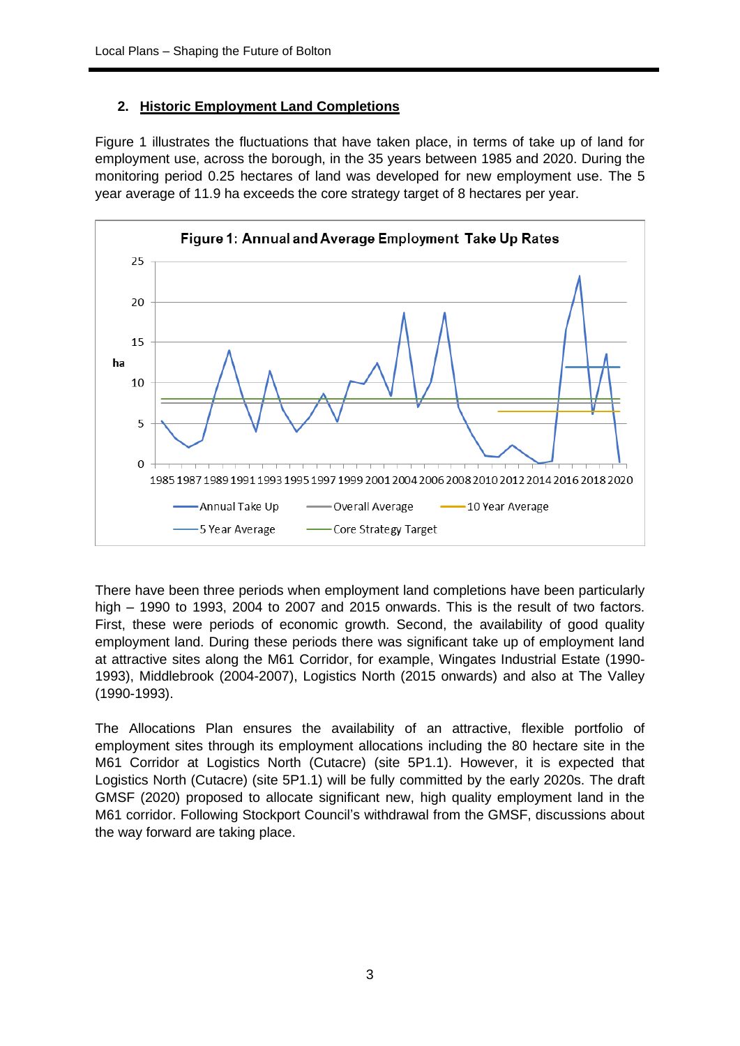## 2. Historic Employment Land Completions

Figure 1 illustrates the fluctuations that have taken place, in terms of take up of land for employment use, across the borough, in the 35 years between 1985 and 2020. During the monitoring period 0.25 hectares of land was developed for new employment use. The 5 year average of 11.9 ha exceeds the core strategy target of 8 hectares per year.

Figure 1: Annual and Average Employment Take Up Rates

ha

25
20
15
10
5
0

1985 1987 1989 1991 1993 1995 1997 1999 2001 2004 2006 2008 2010 2012 2014 2016 2018 2020

Annual Take Up
Overall Average
10 Year Average
5 Year Average
Core Strategy Target

There have been three periods when employment land completions have been particularly high – 1990 to 1993, 2004 to 2007 and 2015 onwards. This is the result of two factors. First, these were periods of economic growth. Second, the availability of good quality employment land. During these periods there was significant take up of employment land at attractive sites along the M61 Corridor, for example, Wingates Industrial Estate (1990-1993), Middlebrook (2004-2007), Logistics North (2015 onwards) and also at The Valley (1990-1993).

The Allocations Plan ensures the availability of an attractive, flexible portfolio of employment sites through its employment allocations including the 80 hectare site in the M61 Corridor at Logistics North (Cutacre) (site 5P1.1). However, it is expected that Logistics North (Cutacre) (site 5P1.1) will be fully committed by the early 2020s. The draft GMSF (2020) proposed to allocate significant new, high quality employment land in the M61 corridor. Following Stockport Council's withdrawal from the GMSF, discussions about the way forward are taking place.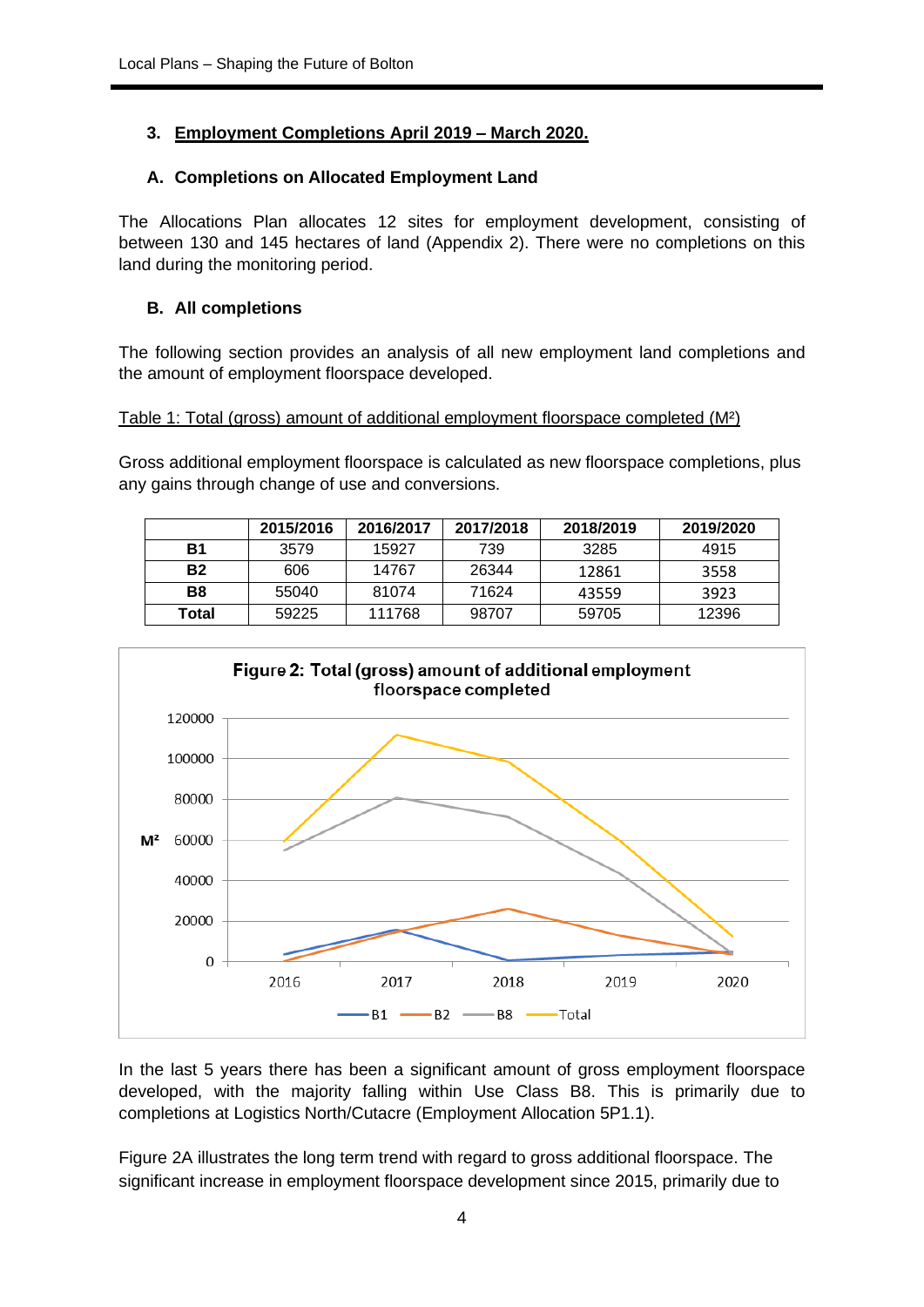### 3. Employment Completions April 2019 – March 2020.

#### A. Completions on Allocated Employment Land

The Allocations Plan allocates 12 sites for employment development, consisting of between 130 and 145 hectares of land (Appendix 2). There were no completions on this land during the monitoring period.

#### B. All completions

The following section provides an analysis of all new employment land completions and the amount of employment floorspace developed.

Table 1: Total (gross) amount of additional employment floorspace completed ($M^2$)

Gross additional employment floorspace is calculated as new floorspace completions, plus any gains through change of use and conversions.

| | 2015/2016 | 2016/2017 | 2017/2018 | 2018/2019 | 2019/2020 |
|---|---|---|---|---|---|
| **B1** | 3579 | 15927 | 739 | 3285 | 4915 |
| **B2** | 606 | 14767 | 26344 | 12861 | 3558 |
| **B8** | 55040 | 81074 | 71624 | 43559 | 3923 |
| **Total** | 59225 | 111768 | 98707 | 59705 | 12396 |

**Figure 2: Total (gross) amount of additional employment floorspace completed**

M²

120000
100000
80000
60000
40000
20000
0

2016 2017 2018 2019 2020

B1 B2 B8 Total

In the last 5 years there has been a significant amount of gross employment floorspace developed, with the majority falling within Use Class B8. This is primarily due to completions at Logistics North/Cutacre (Employment Allocation 5P1.1).

Figure 2A illustrates the long term trend with regard to gross additional floorspace. The significant increase in employment floorspace development since 2015, primarily due to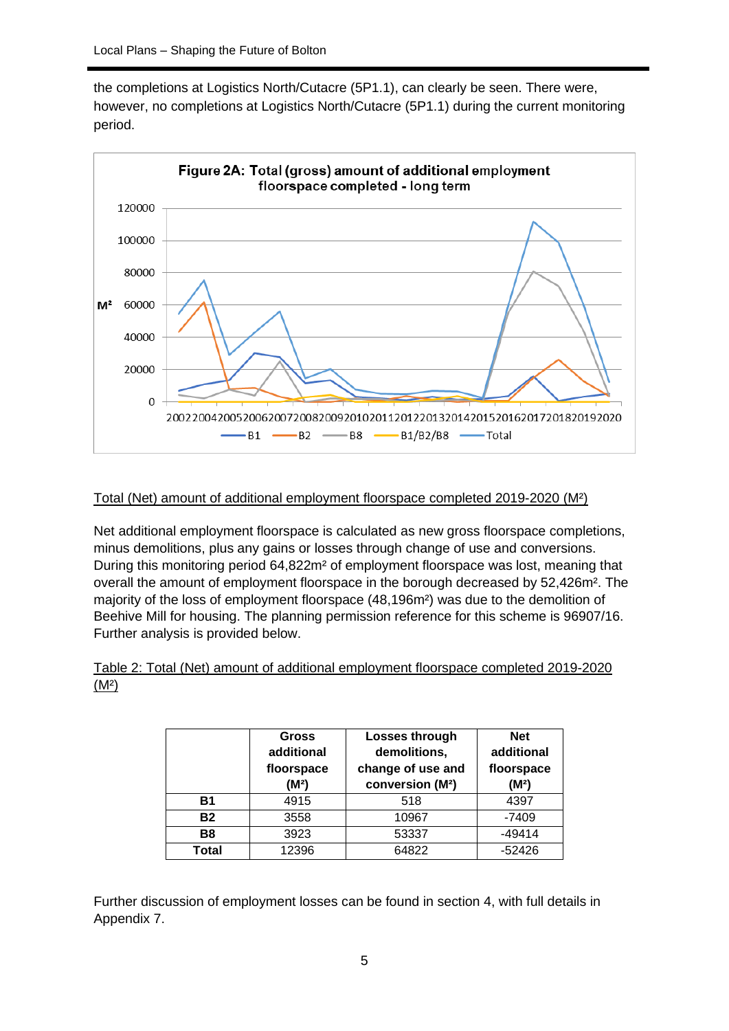the completions at Logistics North/Cutacre (5P1.1), can clearly be seen. There were, however, no completions at Logistics North/Cutacre (5P1.1) during the current monitoring period.

**Figure 2A: Total (gross) amount of additional employment floorspace completed - long term**

M²

120000
100000
80000
60000
40000
20000
0

2002 2004 2005 2006 2007 2008 2009 2010 2011 2012 2013 2014 2015 2016 2017 2018 2019 2020

B1 B2 B8 B1/B2/B8 Total

Total (Net) amount of additional employment floorspace completed 2019-2020 (M²)

Net additional employment floorspace is calculated as new gross floorspace completions, minus demolitions, plus any gains or losses through change of use and conversions. During this monitoring period 64,822m² of employment floorspace was lost, meaning that overall the amount of employment floorspace in the borough decreased by 52,426m². The majority of the loss of employment floorspace (48,196m²) was due to the demolition of Beehive Mill for housing. The planning permission reference for this scheme is 96907/16. Further analysis is provided below.

Table 2: Total (Net) amount of additional employment floorspace completed 2019-2020 (M²)

| | Gross additional floorspace (M²) | Losses through demolitions, change of use and conversion (M²) | Net additional floorspace (M²) |
|---|---|---|---|
| **B1** | 4915 | 518 | 4397 |
| **B2** | 3558 | 10967 | -7409 |
| **B8** | 3923 | 53337 | -49414 |
| **Total** | 12396 | 64822 | -52426 |

Further discussion of employment losses can be found in section 4, with full details in Appendix 7.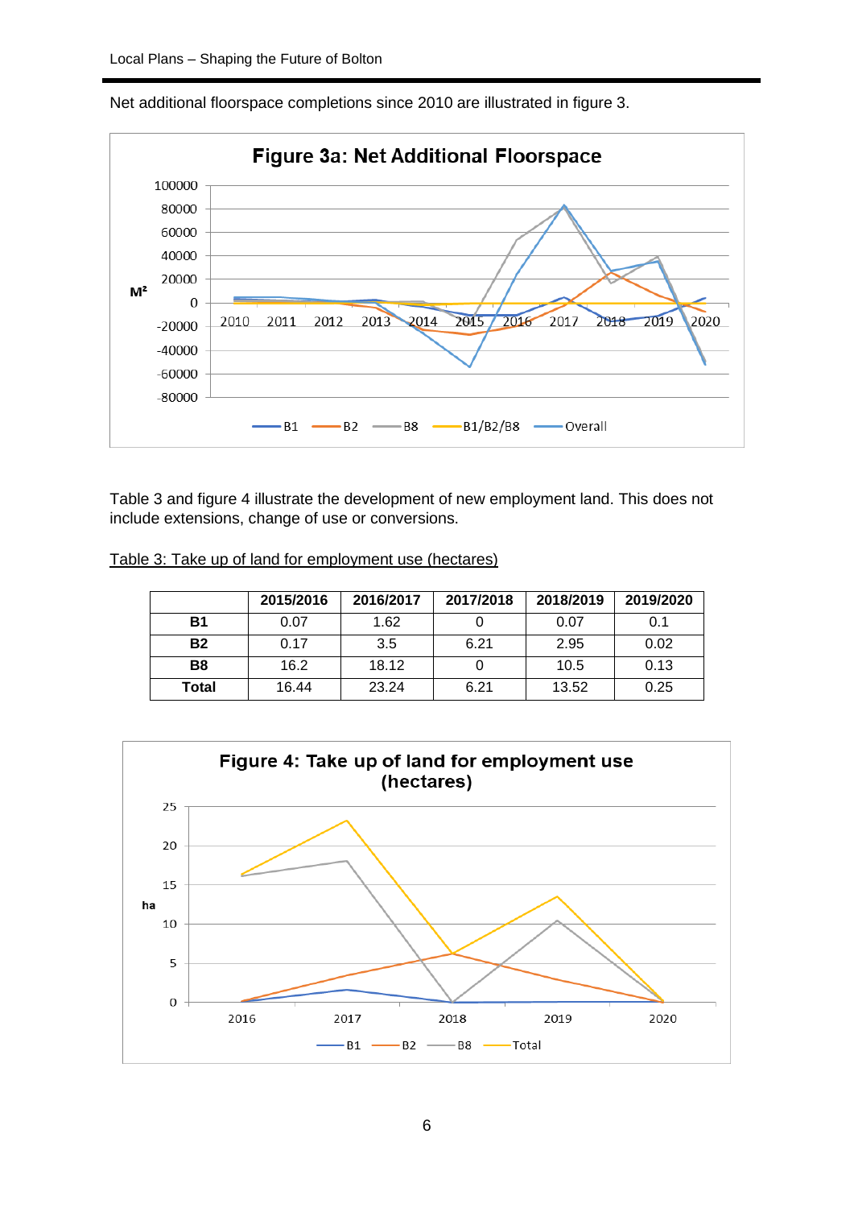Net additional floorspace completions since 2010 are illustrated in figure 3.

**Figure 3a: Net Additional Floorspace**

M²

100000
80000
60000
40000
20000
0
-20000
-40000
-60000
-80000

2010 2011 2012 2013 2014 2015 2016 2017 2018 2019 2020

B1 B2 B8 B1/B2/B8 Overall

Table 3 and figure 4 illustrate the development of new employment land. This does not include extensions, change of use or conversions.

Table 3: Take up of land for employment use (hectares)

| | 2015/2016 | 2016/2017 | 2017/2018 | 2018/2019 | 2019/2020 |
|---|---|---|---|---|---|
| **B1** | 0.07 | 1.62 | 0 | 0.07 | 0.1 |
| **B2** | 0.17 | 3.5 | 6.21 | 2.95 | 0.02 |
| **B8** | 16.2 | 18.12 | 0 | 10.5 | 0.13 |
| **Total** | 16.44 | 23.24 | 6.21 | 13.52 | 0.25 |

**Figure 4: Take up of land for employment use (hectares)**

ha

25
20
15
10
5
0

2016 2017 2018 2019 2020

B1 B2 B8 Total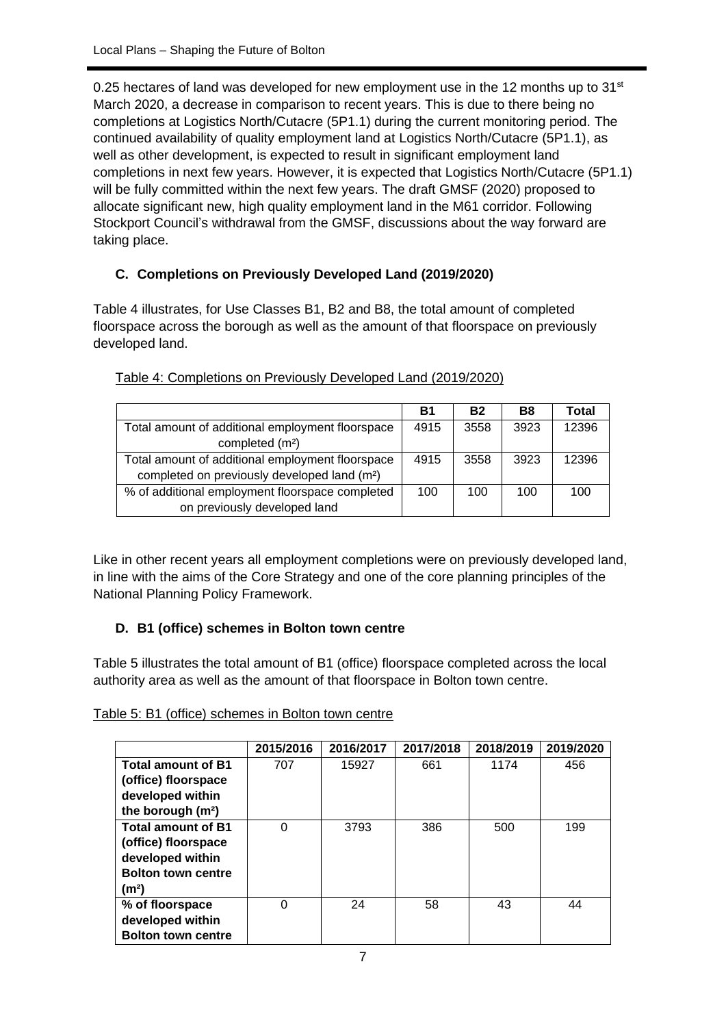0.25 hectares of land was developed for new employment use in the 12 months up to 31st March 2020, a decrease in comparison to recent years. This is due to there being no completions at Logistics North/Cutacre (5P1.1) during the current monitoring period. The continued availability of quality employment land at Logistics North/Cutacre (5P1.1), as well as other development, is expected to result in significant employment land completions in next few years. However, it is expected that Logistics North/Cutacre (5P1.1) will be fully committed within the next few years. The draft GMSF (2020) proposed to allocate significant new, high quality employment land in the M61 corridor. Following Stockport Council's withdrawal from the GMSF, discussions about the way forward are taking place.

## C. Completions on Previously Developed Land (2019/2020)

Table 4 illustrates, for Use Classes B1, B2 and B8, the total amount of completed floorspace across the borough as well as the amount of that floorspace on previously developed land.

Table 4: Completions on Previously Developed Land (2019/2020)

| | B1 | B2 | B8 | Total |
|---|---|---|---|---|
| Total amount of additional employment floorspace completed (m²) | 4915 | 3558 | 3923 | 12396 |
| Total amount of additional employment floorspace completed on previously developed land (m²) | 4915 | 3558 | 3923 | 12396 |
| % of additional employment floorspace completed on previously developed land | 100 | 100 | 100 | 100 |

Like in other recent years all employment completions were on previously developed land, in line with the aims of the Core Strategy and one of the core planning principles of the National Planning Policy Framework.

## D. B1 (office) schemes in Bolton town centre

Table 5 illustrates the total amount of B1 (office) floorspace completed across the local authority area as well as the amount of that floorspace in Bolton town centre.

Table 5: B1 (office) schemes in Bolton town centre

| | 2015/2016 | 2016/2017 | 2017/2018 | 2018/2019 | 2019/2020 |
|---|---|---|---|---|---|
| **Total amount of B1 (office) floorspace developed within the borough (m²)** | 707 | 15927 | 661 | 1174 | 456 |
| **Total amount of B1 (office) floorspace developed within Bolton town centre (m²)** | 0 | 3793 | 386 | 500 | 199 |
| **% of floorspace developed within Bolton town centre** | 0 | 24 | 58 | 43 | 44 |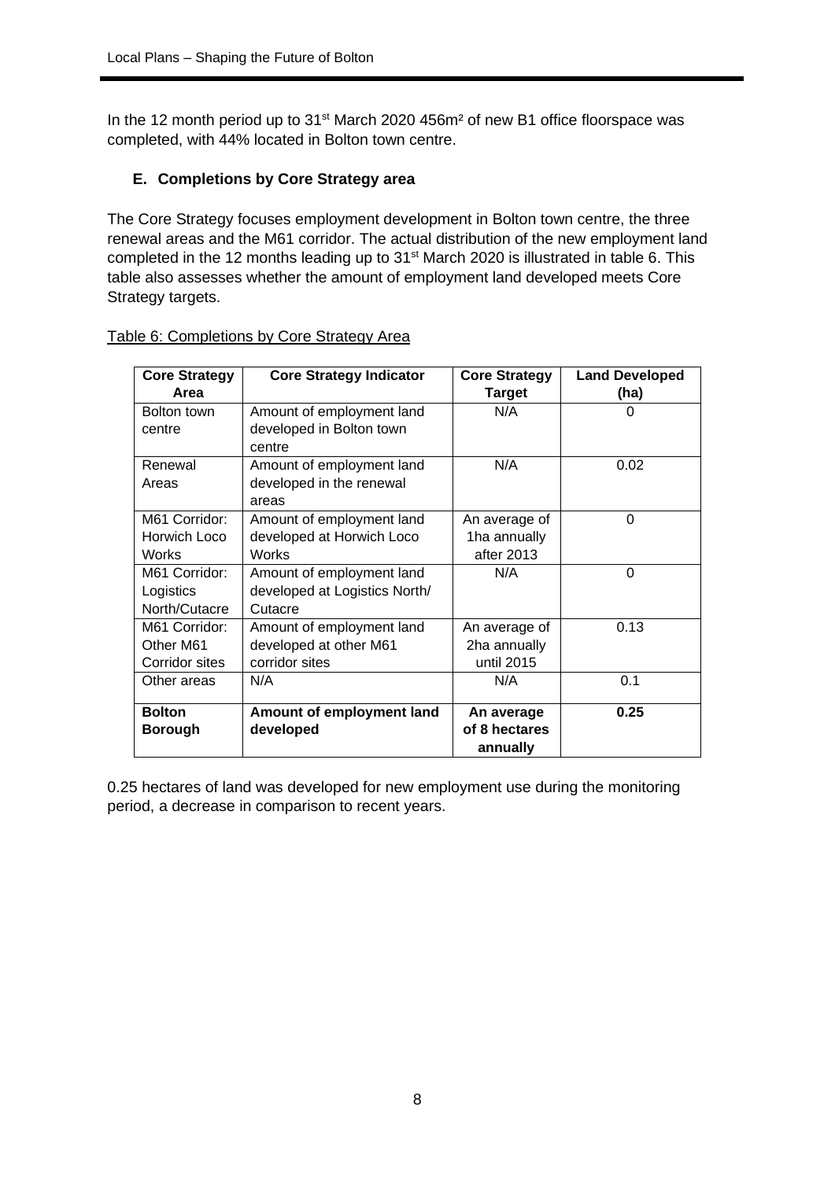In the 12 month period up to 31st March 2020 456m² of new B1 office floorspace was completed, with 44% located in Bolton town centre.

### E. Completions by Core Strategy area

The Core Strategy focuses employment development in Bolton town centre, the three renewal areas and the M61 corridor. The actual distribution of the new employment land completed in the 12 months leading up to 31st March 2020 is illustrated in table 6. This table also assesses whether the amount of employment land developed meets Core Strategy targets.

Table 6: Completions by Core Strategy Area

| Core Strategy Area | Core Strategy Indicator | Core Strategy Target | Land Developed (ha) |
|---|---|---|---|
| Bolton town centre | Amount of employment land developed in Bolton town centre | N/A | 0 |
| Renewal Areas | Amount of employment land developed in the renewal areas | N/A | 0.02 |
| M61 Corridor: Horwich Loco Works | Amount of employment land developed at Horwich Loco Works | An average of 1ha annually after 2013 | 0 |
| M61 Corridor: Logistics North/Cutacre | Amount of employment land developed at Logistics North/ Cutacre | N/A | 0 |
| M61 Corridor: Other M61 Corridor sites | Amount of employment land developed at other M61 corridor sites | An average of 2ha annually until 2015 | 0.13 |
| Other areas | N/A | N/A | 0.1 |
| **Bolton Borough** | **Amount of employment land developed** | **An average of 8 hectares annually** | **0.25** |

0.25 hectares of land was developed for new employment use during the monitoring period, a decrease in comparison to recent years.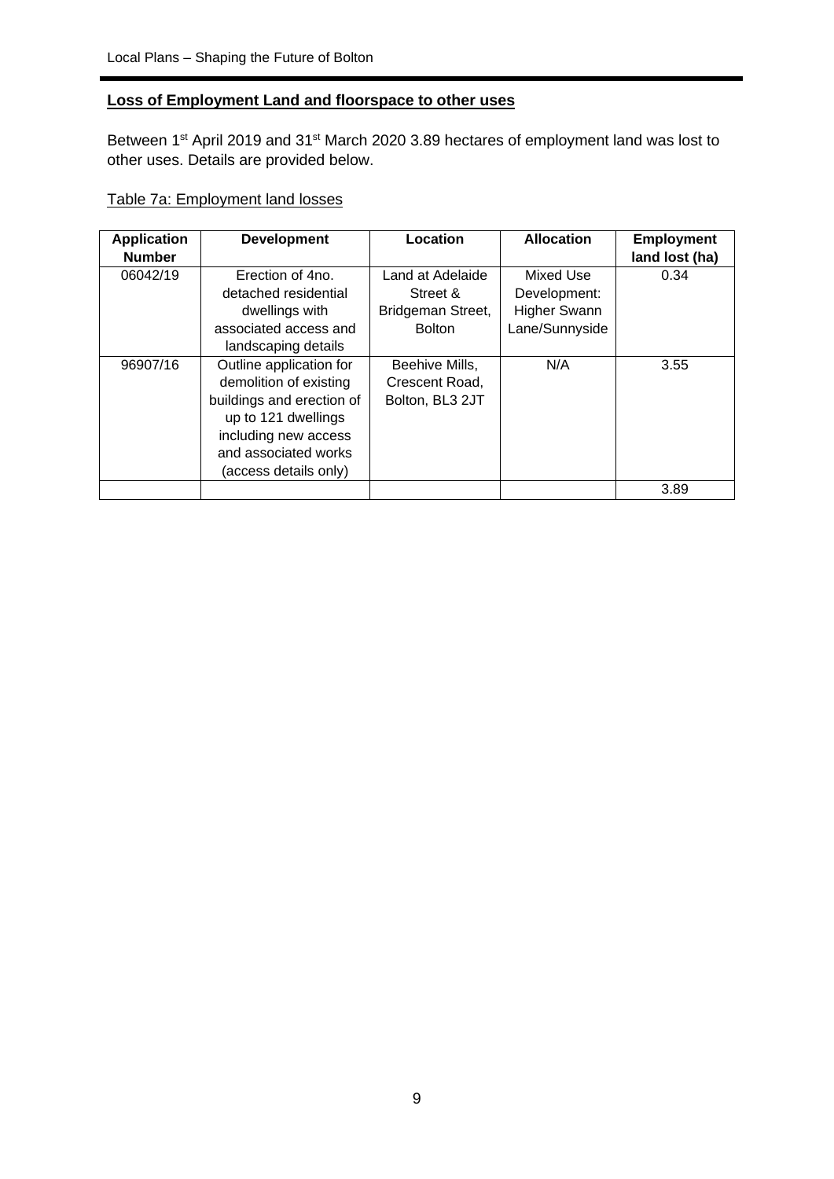## Loss of Employment Land and floorspace to other uses

Between 1st April 2019 and 31st March 2020 3.89 hectares of employment land was lost to other uses. Details are provided below.

Table 7a: Employment land losses

| Application Number | Development | Location | Allocation | Employment land lost (ha) |
|---|---|---|---|---|
| 06042/19 | Erection of 4no. detached residential dwellings with associated access and landscaping details | Land at Adelaide Street & Bridgeman Street, Bolton | Mixed Use Development: Higher Swann Lane/Sunnyside | 0.34 |
| 96907/16 | Outline application for demolition of existing buildings and erection of up to 121 dwellings including new access and associated works (access details only) | Beehive Mills, Crescent Road, Bolton, BL3 2JT | N/A | 3.55 |
| | | | | 3.89 |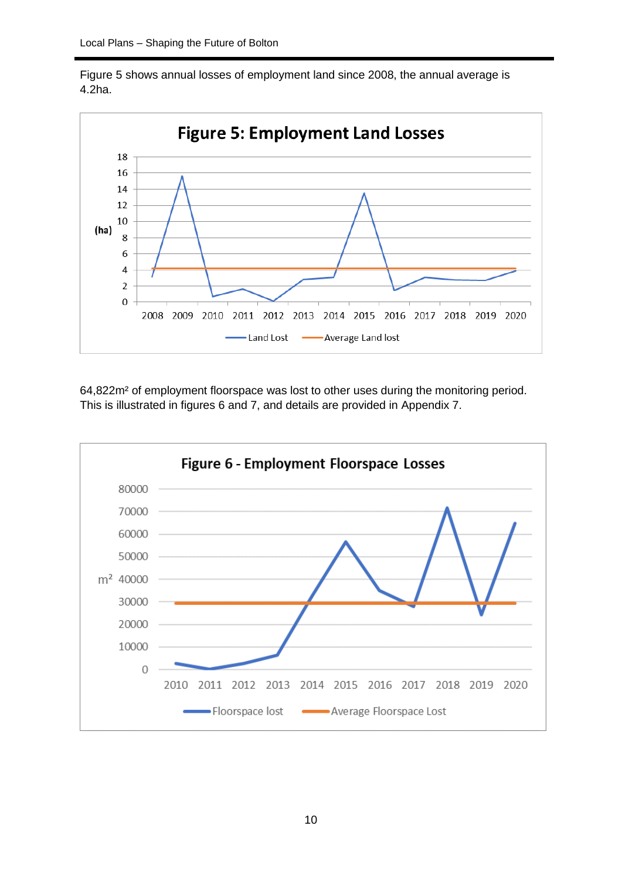Figure 5 shows annual losses of employment land since 2008, the annual average is 4.2ha.

**Figure 5: Employment Land Losses**

(ha)

18
16
14
12
10
8
6
4
2
0

2008 2009 2010 2011 2012 2013 2014 2015 2016 2017 2018 2019 2020

Land Lost
Average Land lost

64,822m² of employment floorspace was lost to other uses during the monitoring period. This is illustrated in figures 6 and 7, and details are provided in Appendix 7.

**Figure 6 - Employment Floorspace Losses**

m²

80000
70000
60000
50000
40000
30000
20000
10000
0

2010 2011 2012 2013 2014 2015 2016 2017 2018 2019 2020

Floorspace lost
Average Floorspace Lost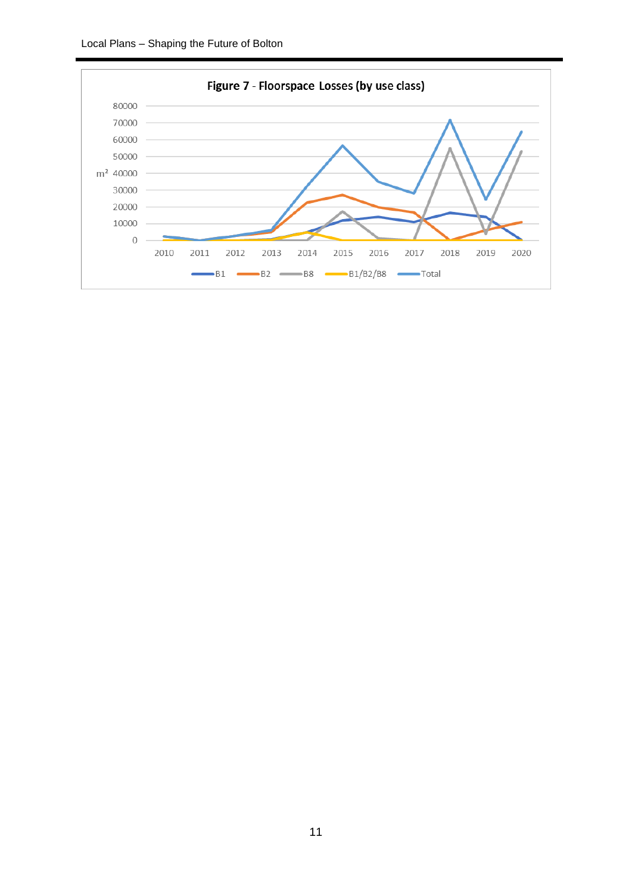**Figure 7 - Floorspace Losses (by use class)**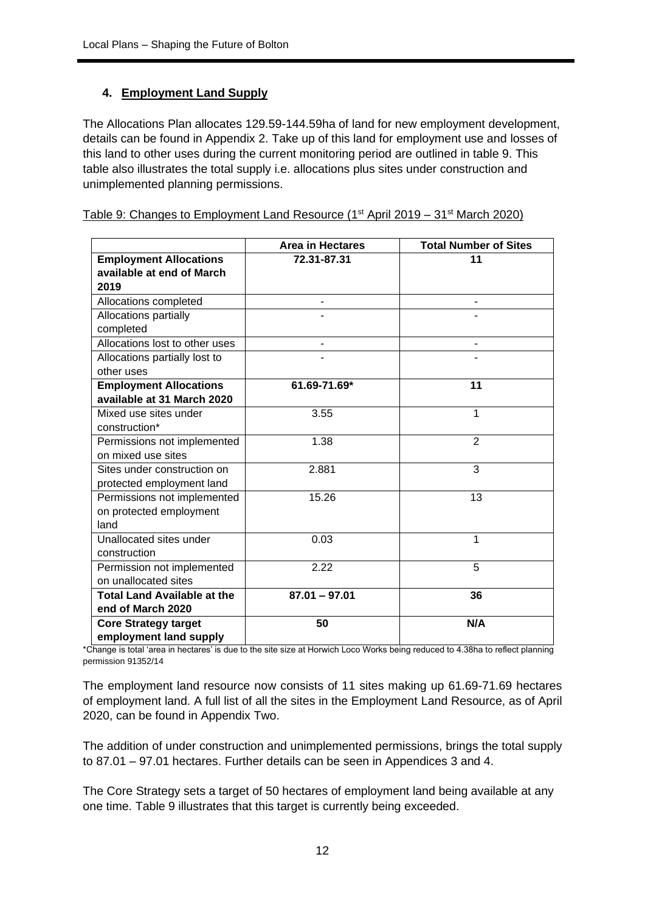## 4. Employment Land Supply

The Allocations Plan allocates 129.59-144.59ha of land for new employment development, details can be found in Appendix 2. Take up of this land for employment use and losses of this land to other uses during the current monitoring period are outlined in table 9. This table also illustrates the total supply i.e. allocations plus sites under construction and unimplemented planning permissions.

Table 9: Changes to Employment Land Resource (1st April 2019 – 31st March 2020)

| | Area in Hectares | Total Number of Sites |
|---|---|---|
| **Employment Allocations available at end of March 2019** | **72.31-87.31** | **11** |
| Allocations completed | - | - |
| Allocations partially completed | - | - |
| Allocations lost to other uses | - | - |
| Allocations partially lost to other uses | - | - |
| **Employment Allocations available at 31 March 2020** | **61.69-71.69*** | **11** |
| Mixed use sites under construction* | 3.55 | 1 |
| Permissions not implemented on mixed use sites | 1.38 | 2 |
| Sites under construction on protected employment land | 2.881 | 3 |
| Permissions not implemented on protected employment land | 15.26 | 13 |
| Unallocated sites under construction | 0.03 | 1 |
| Permission not implemented on unallocated sites | 2.22 | 5 |
| **Total Land Available at the end of March 2020** | **87.01 – 97.01** | **36** |
| **Core Strategy target employment land supply** | **50** | **N/A** |

*Change is total 'area in hectares' is due to the site size at Horwich Loco Works being reduced to 4.38ha to reflect planning permission 91352/14

The employment land resource now consists of 11 sites making up 61.69-71.69 hectares of employment land. A full list of all the sites in the Employment Land Resource, as of April 2020, can be found in Appendix Two.

The addition of under construction and unimplemented permissions, brings the total supply to 87.01 – 97.01 hectares. Further details can be seen in Appendices 3 and 4.

The Core Strategy sets a target of 50 hectares of employment land being available at any one time. Table 9 illustrates that this target is currently being exceeded.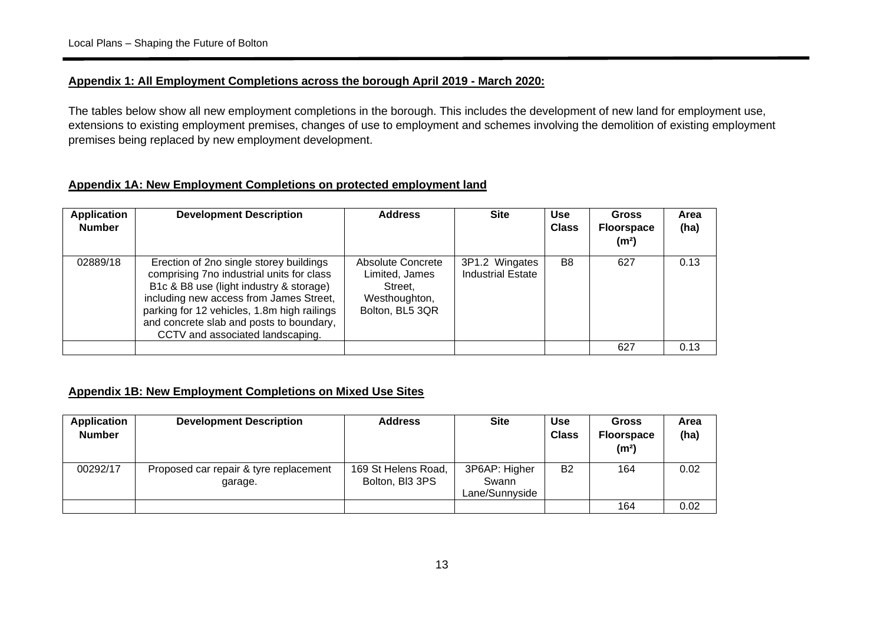## Appendix 1: All Employment Completions across the borough April 2019 - March 2020:

The tables below show all new employment completions in the borough. This includes the development of new land for employment use, extensions to existing employment premises, changes of use to employment and schemes involving the demolition of existing employment premises being replaced by new employment development.

### Appendix 1A: New Employment Completions on protected employment land

| Application Number | Development Description | Address | Site | Use Class | Gross Floorspace (m²) | Area (ha) |
|---|---|---|---|---|---|---|
| 02889/18 | Erection of 2no single storey buildings comprising 7no industrial units for class B1c & B8 use (light industry & storage) including new access from James Street, parking for 12 vehicles, 1.8m high railings and concrete slab and posts to boundary, CCTV and associated landscaping. | Absolute Concrete Limited, James Street, Westhoughton, Bolton, BL5 3QR | 3P1.2 Wingates Industrial Estate | B8 | 627 | 0.13 |
| | | | | | 627 | 0.13 |

### Appendix 1B: New Employment Completions on Mixed Use Sites

| Application Number | Development Description | Address | Site | Use Class | Gross Floorspace (m²) | Area (ha) |
|---|---|---|---|---|---|---|
| 00292/17 | Proposed car repair & tyre replacement garage. | 169 St Helens Road, Bolton, Bl3 3PS | 3P6AP: Higher Swann Lane/Sunnyside | B2 | 164 | 0.02 |
| | | | | | 164 | 0.02 |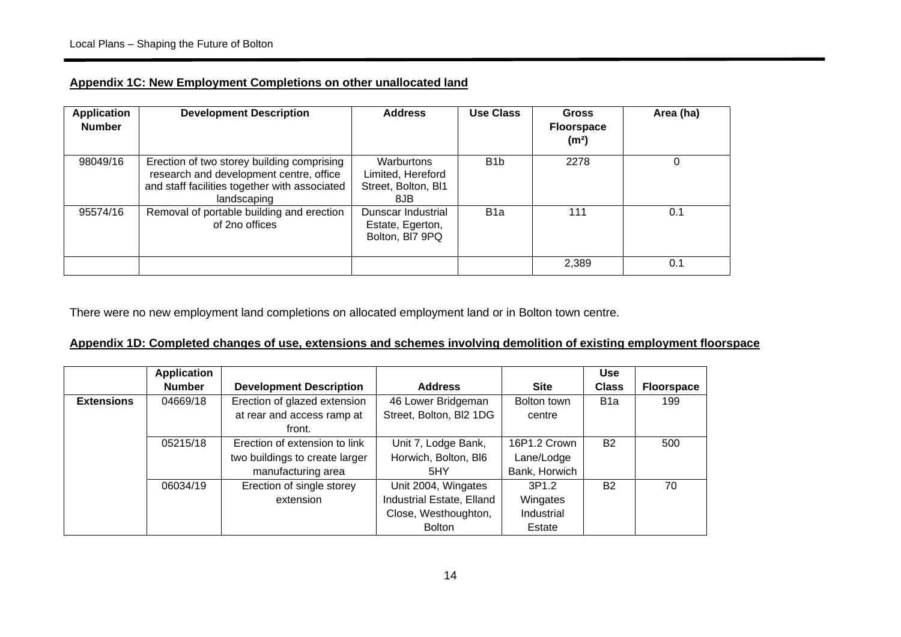## Appendix 1C: New Employment Completions on other unallocated land

| Application Number | Development Description | Address | Use Class | Gross Floorspace (m²) | Area (ha) |
|---|---|---|---|---|---|
| 98049/16 | Erection of two storey building comprising research and development centre, office and staff facilities together with associated landscaping | Warburtons Limited, Hereford Street, Bolton, Bl1 8JB | B1b | 2278 | 0 |
| 95574/16 | Removal of portable building and erection of 2no offices | Dunscar Industrial Estate, Egerton, Bolton, Bl7 9PQ | B1a | 111 | 0.1 |
| | | | | 2,389 | 0.1 |

There were no new employment land completions on allocated employment land or in Bolton town centre.

## Appendix 1D: Completed changes of use, extensions and schemes involving demolition of existing employment floorspace

| | Application Number | Development Description | Address | Site | Use Class | Floorspace |
|---|---|---|---|---|---|---|
| **Extensions** | 04669/18 | Erection of glazed extension at rear and access ramp at front. | 46 Lower Bridgeman Street, Bolton, Bl2 1DG | Bolton town centre | B1a | 199 |
| | 05215/18 | Erection of extension to link two buildings to create larger manufacturing area | Unit 7, Lodge Bank, Horwich, Bolton, Bl6 5HY | 16P1.2 Crown Lane/Lodge Bank, Horwich | B2 | 500 |
| | 06034/19 | Erection of single storey extension | Unit 2004, Wingates Industrial Estate, Elland Close, Westhoughton, Bolton | 3P1.2 Wingates Industrial Estate | B2 | 70 |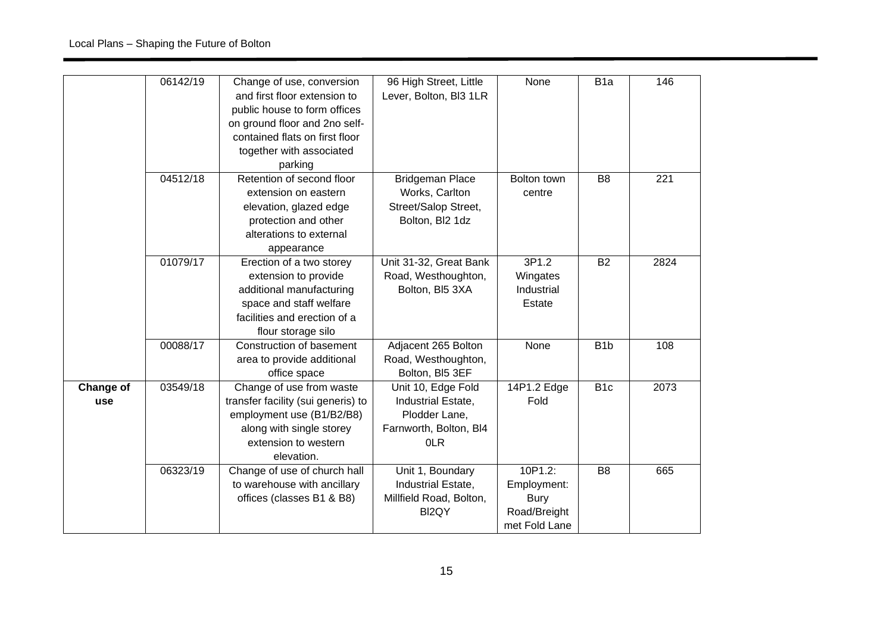| | | | | | | |
|---|---|---|---|---|---|---|
| | 06142/19 | Change of use, conversion and first floor extension to public house to form offices on ground floor and 2no self-contained flats on first floor together with associated parking | 96 High Street, Little Lever, Bolton, Bl3 1LR | None | B1a | 146 |
| | 04512/18 | Retention of second floor extension on eastern elevation, glazed edge protection and other alterations to external appearance | Bridgeman Place Works, Carlton Street/Salop Street, Bolton, Bl2 1dz | Bolton town centre | B8 | 221 |
| | 01079/17 | Erection of a two storey extension to provide additional manufacturing space and staff welfare facilities and erection of a flour storage silo | Unit 31-32, Great Bank Road, Westhoughton, Bolton, Bl5 3XA | 3P1.2 Wingates Industrial Estate | B2 | 2824 |
| | 00088/17 | Construction of basement area to provide additional office space | Adjacent 265 Bolton Road, Westhoughton, Bolton, Bl5 3EF | None | B1b | 108 |
| **Change of use** | 03549/18 | Change of use from waste transfer facility (sui generis) to employment use (B1/B2/B8) along with single storey extension to western elevation. | Unit 10, Edge Fold Industrial Estate, Plodder Lane, Farnworth, Bolton, Bl4 0LR | 14P1.2 Edge Fold | B1c | 2073 |
| | 06323/19 | Change of use of church hall to warehouse with ancillary offices (classes B1 & B8) | Unit 1, Boundary Industrial Estate, Millfield Road, Bolton, Bl2QY | 10P1.2: Employment: Bury Road/Breight met Fold Lane | B8 | 665 |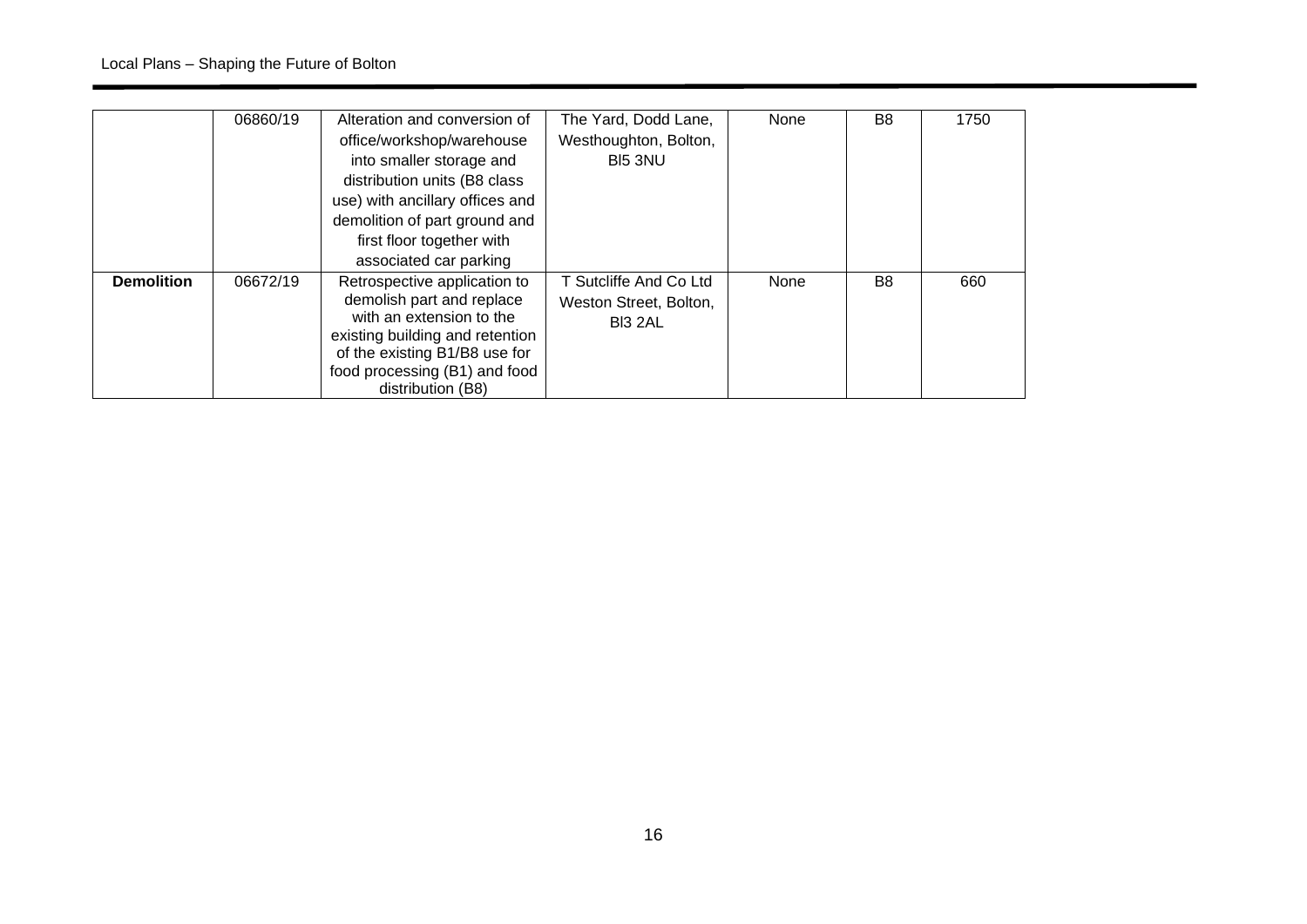| | | | | | | |
|---|---|---|---|---|---|---|
| | 06860/19 | Alteration and conversion of office/workshop/warehouse into smaller storage and distribution units (B8 class use) with ancillary offices and demolition of part ground and first floor together with associated car parking | The Yard, Dodd Lane, Westhoughton, Bolton, Bl5 3NU | None | B8 | 1750 |
| **Demolition** | 06672/19 | Retrospective application to demolish part and replace with an extension to the existing building and retention of the existing B1/B8 use for food processing (B1) and food distribution (B8) | T Sutcliffe And Co Ltd Weston Street, Bolton, Bl3 2AL | None | B8 | 660 |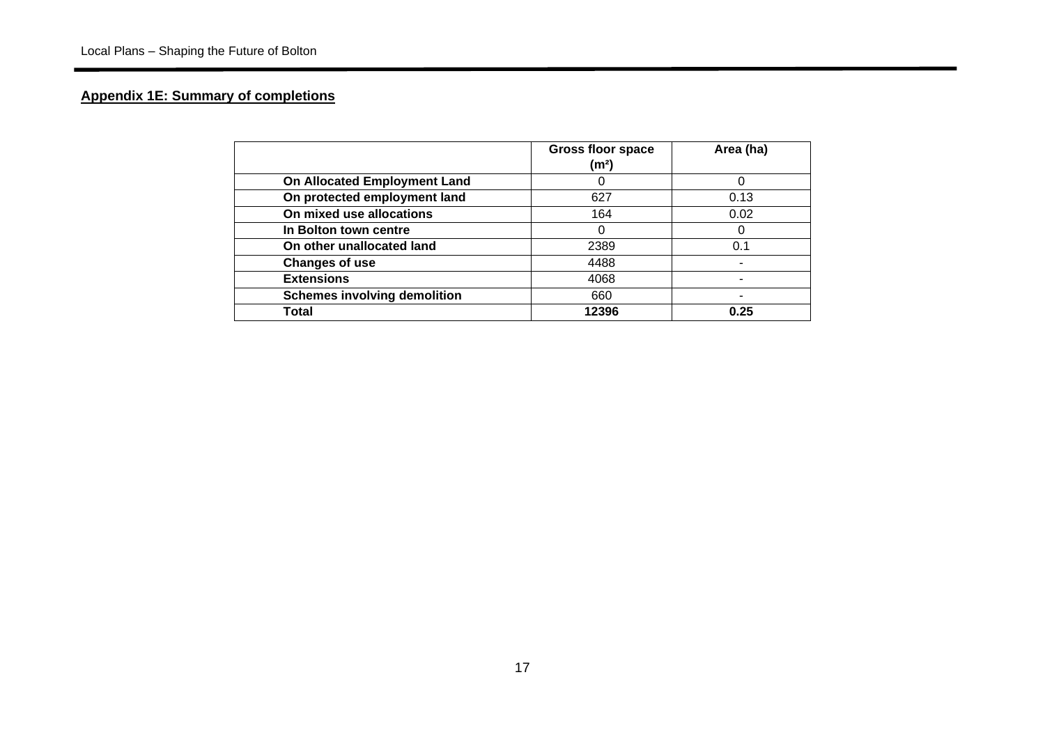## Appendix 1E: Summary of completions

| | Gross floor space ($m^2$) | Area (ha) |
|---|---|---|
| **On Allocated Employment Land** | 0 | 0 |
| **On protected employment land** | 627 | 0.13 |
| **On mixed use allocations** | 164 | 0.02 |
| **In Bolton town centre** | 0 | 0 |
| **On other unallocated land** | 2389 | 0.1 |
| **Changes of use** | 4488 | - |
| **Extensions** | 4068 | - |
| **Schemes involving demolition** | 660 | - |
| **Total** | **12396** | **0.25** |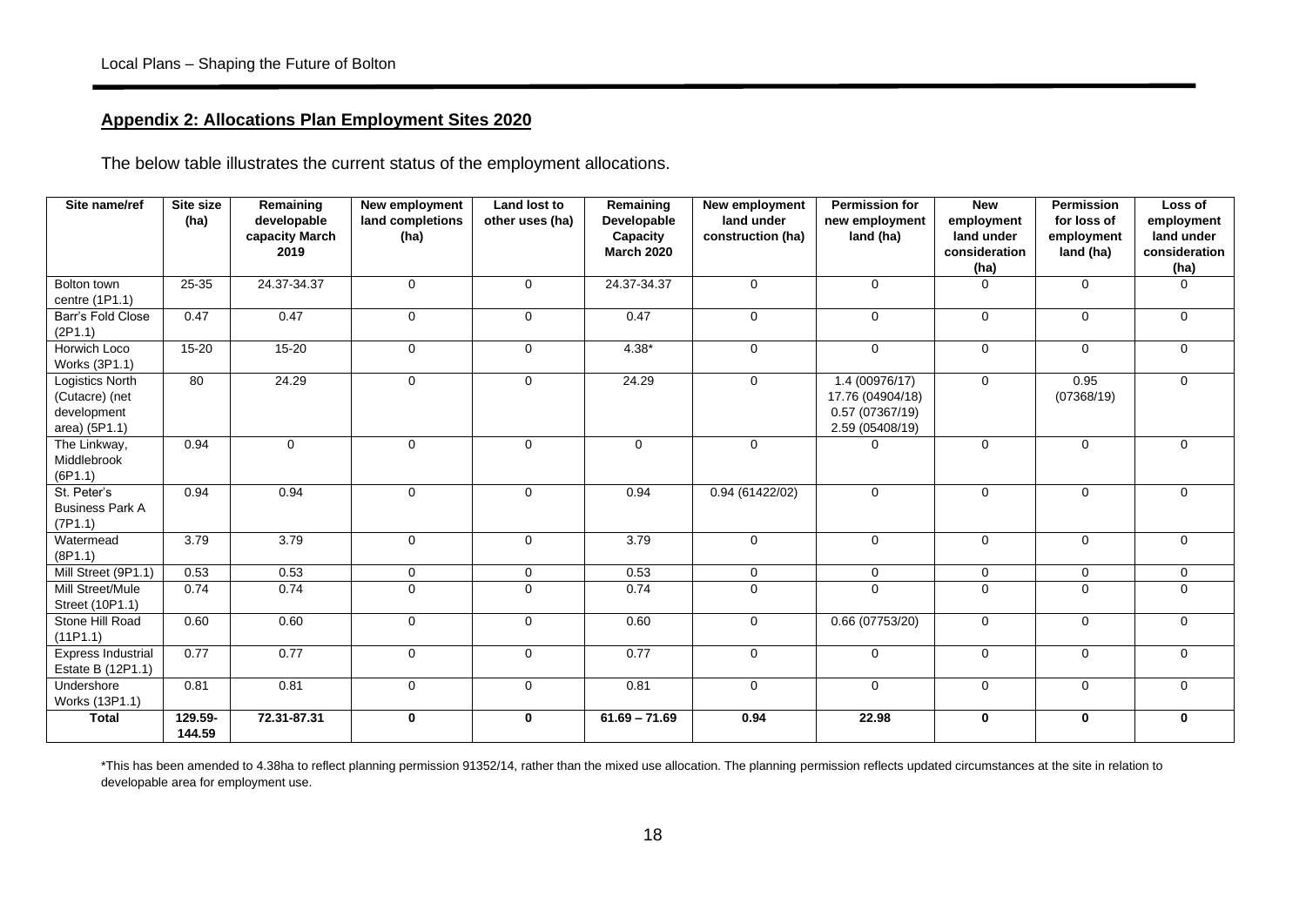## Appendix 2: Allocations Plan Employment Sites 2020

The below table illustrates the current status of the employment allocations.

| Site name/ref | Site size (ha) | Remaining developable capacity March 2019 | New employment land completions (ha) | Land lost to other uses (ha) | Remaining Developable Capacity March 2020 | New employment land under construction (ha) | Permission for new employment land (ha) | New employment land under consideration (ha) | Permission for loss of employment land (ha) | Loss of employment land under consideration (ha) |
|---|---|---|---|---|---|---|---|---|---|---|
| Bolton town centre (1P1.1) | 25-35 | 24.37-34.37 | 0 | 0 | 24.37-34.37 | 0 | 0 | 0 | 0 | 0 |
| Barr's Fold Close (2P1.1) | 0.47 | 0.47 | 0 | 0 | 0.47 | 0 | 0 | 0 | 0 | 0 |
| Horwich Loco Works (3P1.1) | 15-20 | 15-20 | 0 | 0 | 4.38* | 0 | 0 | 0 | 0 | 0 |
| Logistics North (Cutacre) (net development area) (5P1.1) | 80 | 24.29 | 0 | 0 | 24.29 | 0 | 1.4 (00976/17) 17.76 (04904/18) 0.57 (07367/19) 2.59 (05408/19) | 0 | 0.95 (07368/19) | 0 |
| The Linkway, Middlebrook (6P1.1) | 0.94 | 0 | 0 | 0 | 0 | 0 | 0 | 0 | 0 | 0 |
| St. Peter's Business Park A (7P1.1) | 0.94 | 0.94 | 0 | 0 | 0.94 | 0.94 (61422/02) | 0 | 0 | 0 | 0 |
| Watermead (8P1.1) | 3.79 | 3.79 | 0 | 0 | 3.79 | 0 | 0 | 0 | 0 | 0 |
| Mill Street (9P1.1) | 0.53 | 0.53 | 0 | 0 | 0.53 | 0 | 0 | 0 | 0 | 0 |
| Mill Street/Mule Street (10P1.1) | 0.74 | 0.74 | 0 | 0 | 0.74 | 0 | 0 | 0 | 0 | 0 |
| Stone Hill Road (11P1.1) | 0.60 | 0.60 | 0 | 0 | 0.60 | 0 | 0.66 (07753/20) | 0 | 0 | 0 |
| Express Industrial Estate B (12P1.1) | 0.77 | 0.77 | 0 | 0 | 0.77 | 0 | 0 | 0 | 0 | 0 |
| Undershore Works (13P1.1) | 0.81 | 0.81 | 0 | 0 | 0.81 | 0 | 0 | 0 | 0 | 0 |
| **Total** | **129.59-144.59** | **72.31-87.31** | **0** | **0** | **61.69 – 71.69** | **0.94** | **22.98** | **0** | **0** | **0** |

*This has been amended to 4.38ha to reflect planning permission 91352/14, rather than the mixed use allocation. The planning permission reflects updated circumstances at the site in relation to developable area for employment use.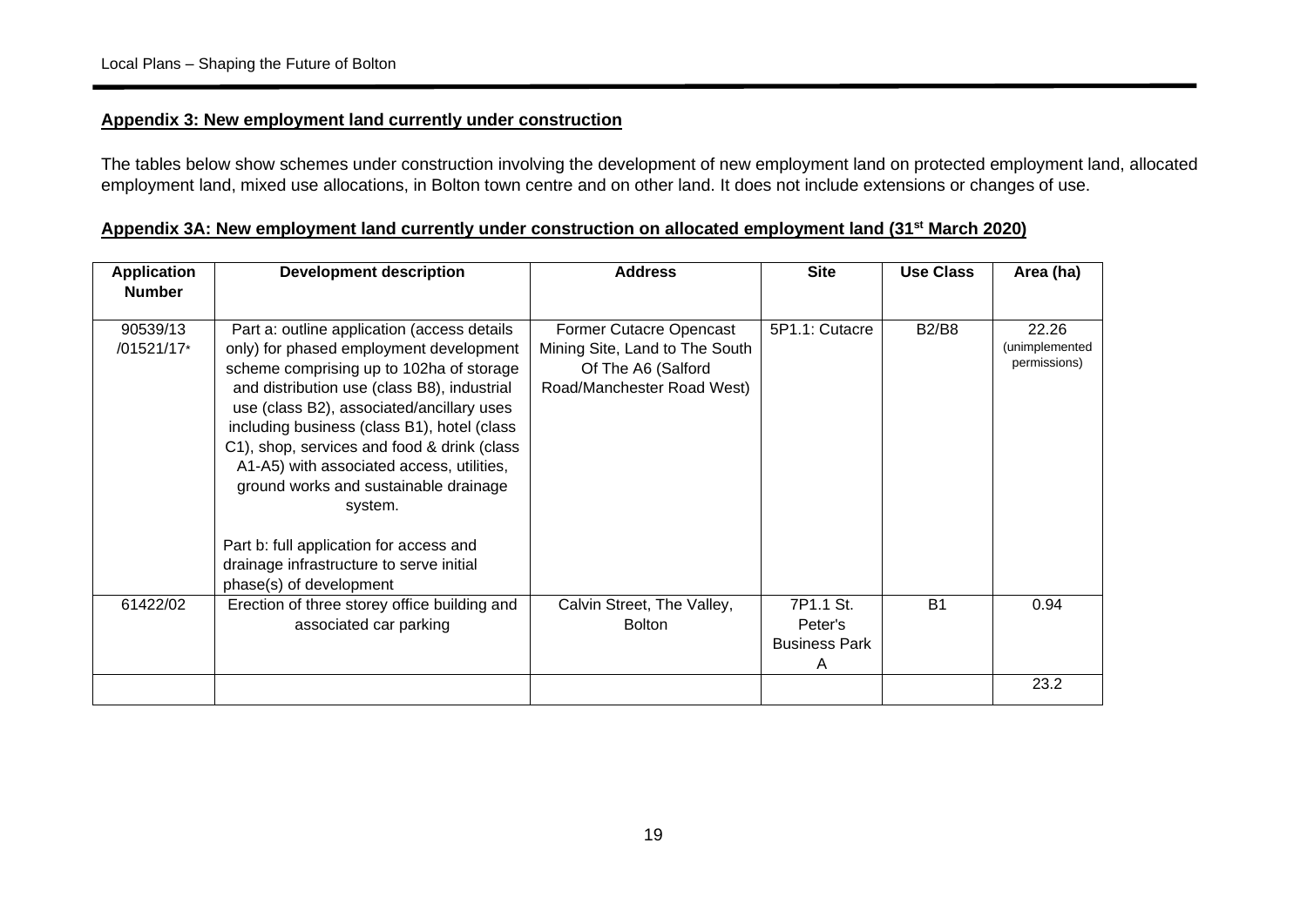## Appendix 3: New employment land currently under construction

The tables below show schemes under construction involving the development of new employment land on protected employment land, allocated employment land, mixed use allocations, in Bolton town centre and on other land. It does not include extensions or changes of use.

### Appendix 3A: New employment land currently under construction on allocated employment land (31st March 2020)

| Application Number | Development description | Address | Site | Use Class | Area (ha) |
|---|---|---|---|---|---|
| 90539/13 /01521/17* | Part a: outline application (access details only) for phased employment development scheme comprising up to 102ha of storage and distribution use (class B8), industrial use (class B2), associated/ancillary uses including business (class B1), hotel (class C1), shop, services and food & drink (class A1-A5) with associated access, utilities, ground works and sustainable drainage system.<br><br>Part b: full application for access and drainage infrastructure to serve initial phase(s) of development | Former Cutacre Opencast Mining Site, Land to The South Of The A6 (Salford Road/Manchester Road West) | 5P1.1: Cutacre | B2/B8 | 22.26 (unimplemented permissions) |
| 61422/02 | Erection of three storey office building and associated car parking | Calvin Street, The Valley, Bolton | 7P1.1 St. Peter's Business Park A | B1 | 0.94 |
| | | | | | 23.2 |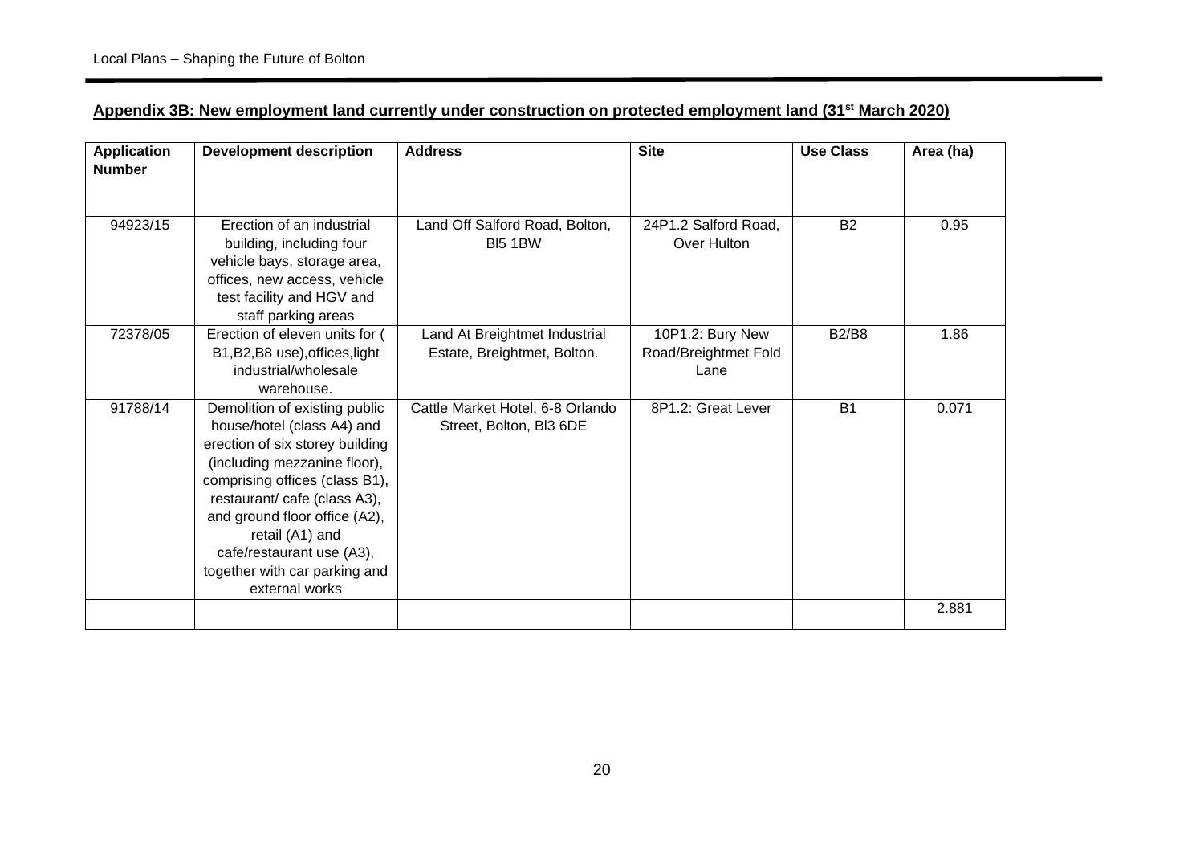## Appendix 3B: New employment land currently under construction on protected employment land (31st March 2020)

| Application Number | Development description | Address | Site | Use Class | Area (ha) |
|---|---|---|---|---|---|
| 94923/15 | Erection of an industrial building, including four vehicle bays, storage area, offices, new access, vehicle test facility and HGV and staff parking areas | Land Off Salford Road, Bolton, Bl5 1BW | 24P1.2 Salford Road, Over Hulton | B2 | 0.95 |
| 72378/05 | Erection of eleven units for ( B1,B2,B8 use),offices,light industrial/wholesale warehouse. | Land At Breightmet Industrial Estate, Breightmet, Bolton. | 10P1.2: Bury New Road/Breightmet Fold Lane | B2/B8 | 1.86 |
| 91788/14 | Demolition of existing public house/hotel (class A4) and erection of six storey building (including mezzanine floor), comprising offices (class B1), restaurant/ cafe (class A3), and ground floor office (A2), retail (A1) and cafe/restaurant use (A3), together with car parking and external works | Cattle Market Hotel, 6-8 Orlando Street, Bolton, Bl3 6DE | 8P1.2: Great Lever | B1 | 0.071 |
| | | | | | 2.881 |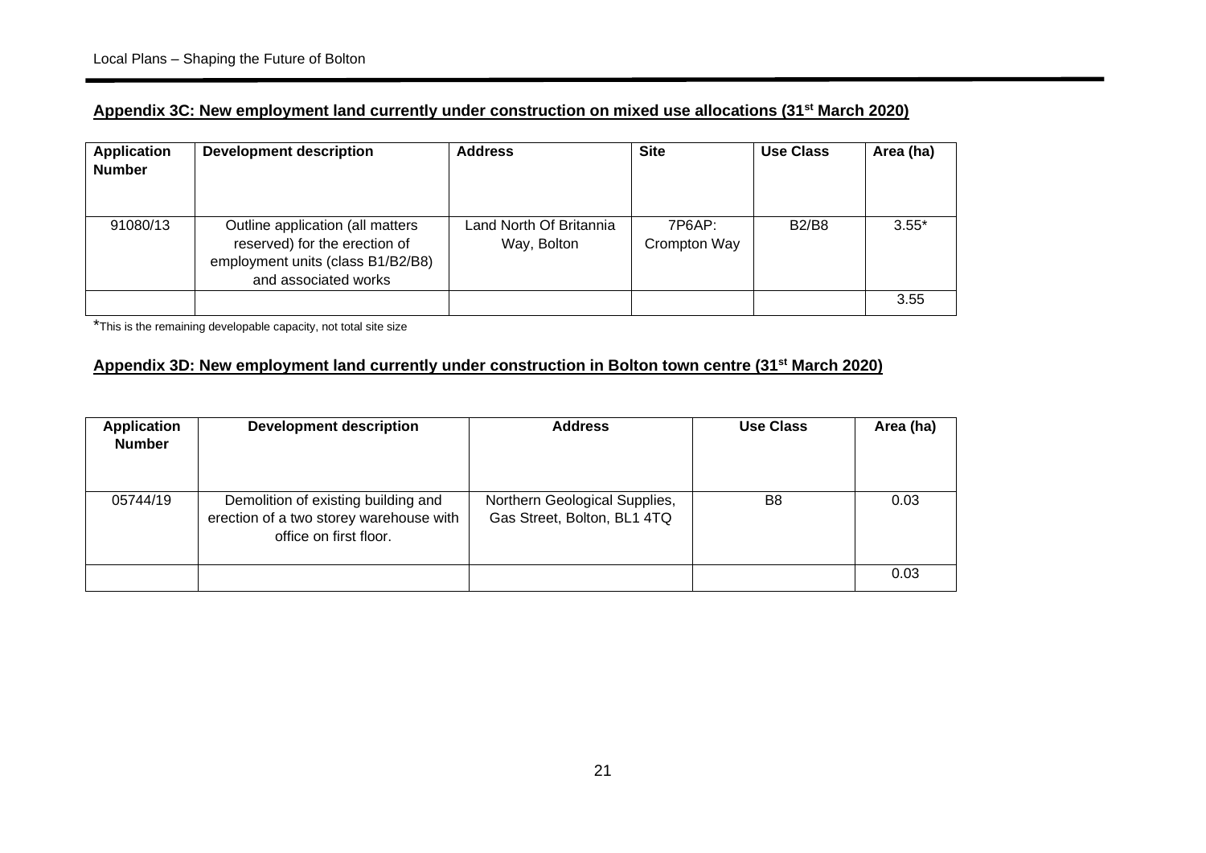## Appendix 3C: New employment land currently under construction on mixed use allocations (31st March 2020)

| Application Number | Development description | Address | Site | Use Class | Area (ha) |
|---|---|---|---|---|---|
| 91080/13 | Outline application (all matters reserved) for the erection of employment units (class B1/B2/B8) and associated works | Land North Of Britannia Way, Bolton | 7P6AP: Crompton Way | B2/B8 | 3.55* |
| | | | | | 3.55 |

*This is the remaining developable capacity, not total site size

## Appendix 3D: New employment land currently under construction in Bolton town centre (31st March 2020)

| Application Number | Development description | Address | Use Class | Area (ha) |
|---|---|---|---|---|
| 05744/19 | Demolition of existing building and erection of a two storey warehouse with office on first floor. | Northern Geological Supplies, Gas Street, Bolton, BL1 4TQ | B8 | 0.03 |
| | | | | 0.03 |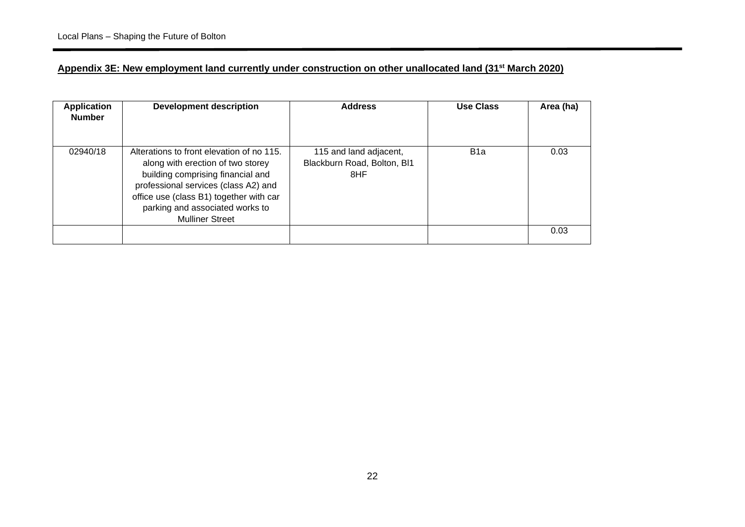**Appendix 3E: New employment land currently under construction on other unallocated land (31st March 2020)**

| Application Number | Development description | Address | Use Class | Area (ha) |
|---|---|---|---|---|
| 02940/18 | Alterations to front elevation of no 115. along with erection of two storey building comprising financial and professional services (class A2) and office use (class B1) together with car parking and associated works to Mulliner Street | 115 and land adjacent, Blackburn Road, Bolton, Bl1 8HF | B1a | 0.03 |
| | | | | 0.03 |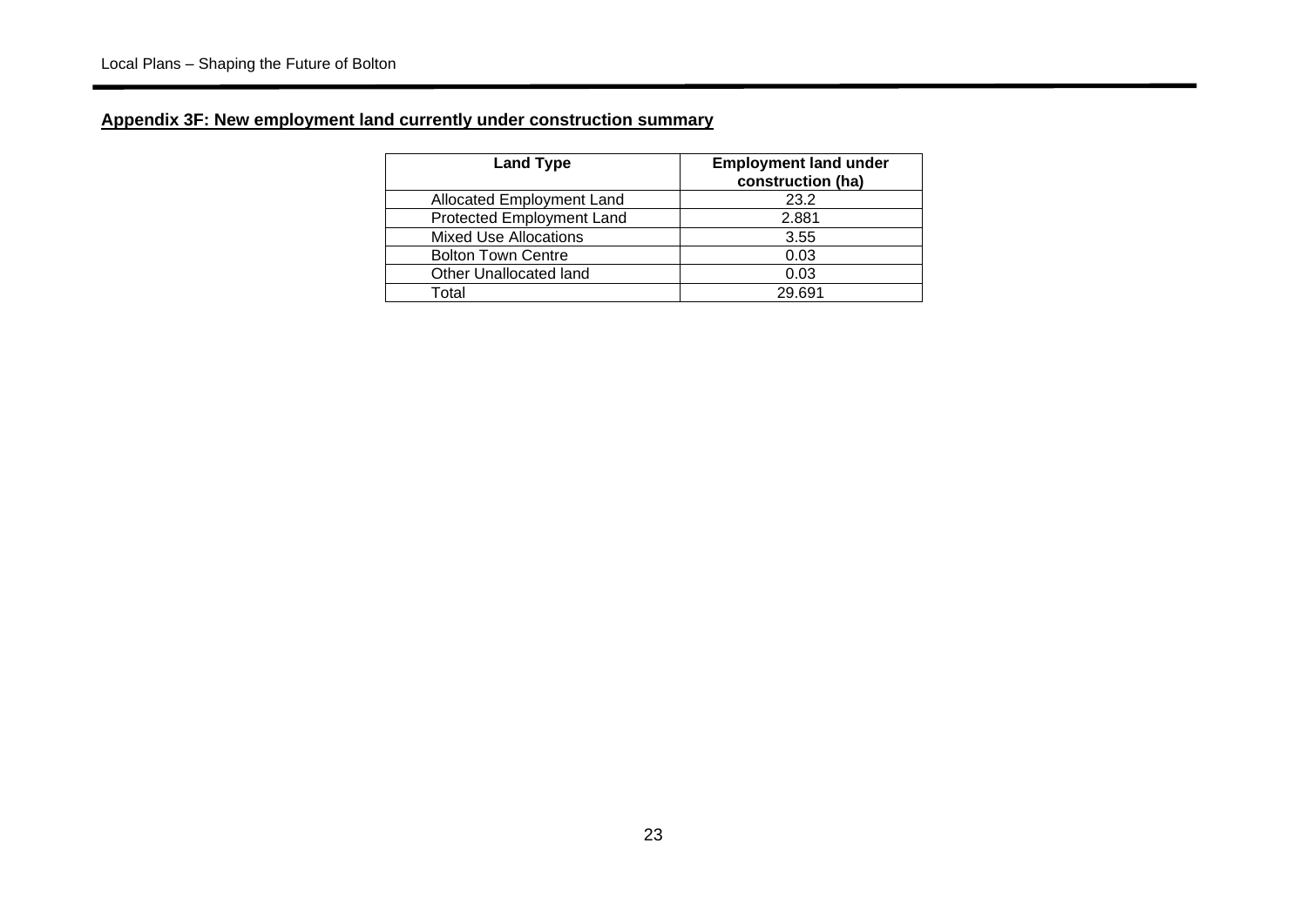## Appendix 3F: New employment land currently under construction summary

| Land Type | Employment land under construction (ha) |
|---|---|
| Allocated Employment Land | 23.2 |
| Protected Employment Land | 2.881 |
| Mixed Use Allocations | 3.55 |
| Bolton Town Centre | 0.03 |
| Other Unallocated land | 0.03 |
| Total | 29.691 |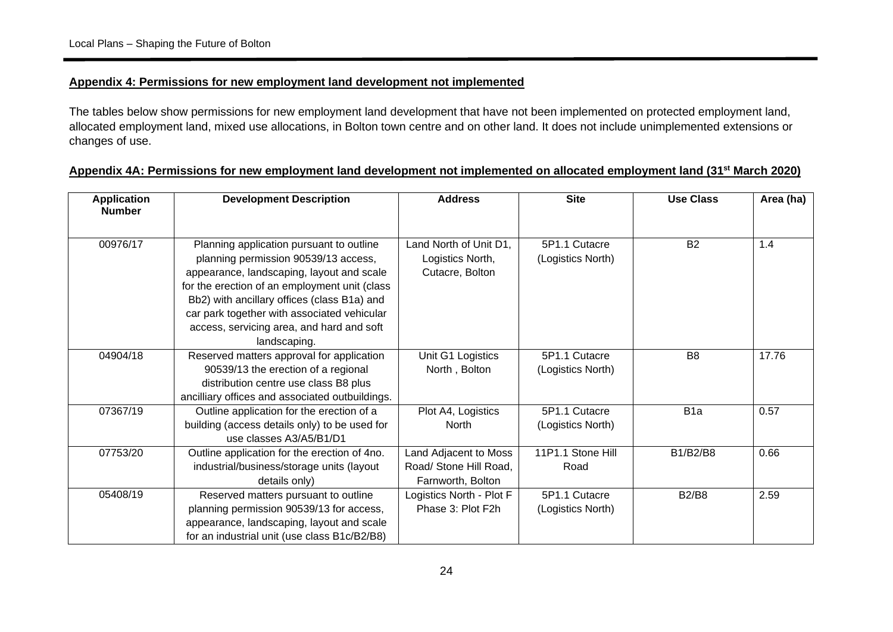## Appendix 4: Permissions for new employment land development not implemented

The tables below show permissions for new employment land development that have not been implemented on protected employment land, allocated employment land, mixed use allocations, in Bolton town centre and on other land. It does not include unimplemented extensions or changes of use.

### Appendix 4A: Permissions for new employment land development not implemented on allocated employment land (31st March 2020)

| Application Number | Development Description | Address | Site | Use Class | Area (ha) |
|---|---|---|---|---|---|
| 00976/17 | Planning application pursuant to outline planning permission 90539/13 access, appearance, landscaping, layout and scale for the erection of an employment unit (class Bb2) with ancillary offices (class B1a) and car park together with associated vehicular access, servicing area, and hard and soft landscaping. | Land North of Unit D1, Logistics North, Cutacre, Bolton | 5P1.1 Cutacre (Logistics North) | B2 | 1.4 |
| 04904/18 | Reserved matters approval for application 90539/13 the erection of a regional distribution centre use class B8 plus ancilliary offices and associated outbuildings. | Unit G1 Logistics North , Bolton | 5P1.1 Cutacre (Logistics North) | B8 | 17.76 |
| 07367/19 | Outline application for the erection of a building (access details only) to be used for use classes A3/A5/B1/D1 | Plot A4, Logistics North | 5P1.1 Cutacre (Logistics North) | B1a | 0.57 |
| 07753/20 | Outline application for the erection of 4no. industrial/business/storage units (layout details only) | Land Adjacent to Moss Road/ Stone Hill Road, Farnworth, Bolton | 11P1.1 Stone Hill Road | B1/B2/B8 | 0.66 |
| 05408/19 | Reserved matters pursuant to outline planning permission 90539/13 for access, appearance, landscaping, layout and scale for an industrial unit (use class B1c/B2/B8) | Logistics North - Plot F Phase 3: Plot F2h | 5P1.1 Cutacre (Logistics North) | B2/B8 | 2.59 |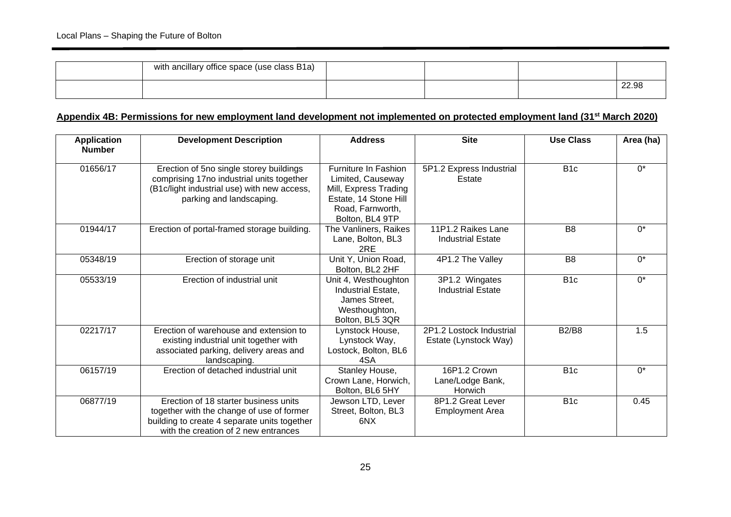| | | | | | |
|---|---|---|---|---|---|
| | with ancillary office space (use class B1a) | | | | |
| | | | | | 22.98 |

**Appendix 4B: Permissions for new employment land development not implemented on protected employment land (31st March 2020)**

| Application Number | Development Description | Address | Site | Use Class | Area (ha) |
|---|---|---|---|---|---|
| 01656/17 | Erection of 5no single storey buildings comprising 17no industrial units together (B1c/light industrial use) with new access, parking and landscaping. | Furniture In Fashion Limited, Causeway Mill, Express Trading Estate, 14 Stone Hill Road, Farnworth, Bolton, BL4 9TP | 5P1.2 Express Industrial Estate | B1c | 0* |
| 01944/17 | Erection of portal-framed storage building. | The Vanliners, Raikes Lane, Bolton, BL3 2RE | 11P1.2 Raikes Lane Industrial Estate | B8 | 0* |
| 05348/19 | Erection of storage unit | Unit Y, Union Road, Bolton, BL2 2HF | 4P1.2 The Valley | B8 | 0* |
| 05533/19 | Erection of industrial unit | Unit 4, Westhoughton Industrial Estate, James Street, Westhoughton, Bolton, BL5 3QR | 3P1.2 Wingates Industrial Estate | B1c | 0* |
| 02217/17 | Erection of warehouse and extension to existing industrial unit together with associated parking, delivery areas and landscaping. | Lynstock House, Lynstock Way, Lostock, Bolton, BL6 4SA | 2P1.2 Lostock Industrial Estate (Lynstock Way) | B2/B8 | 1.5 |
| 06157/19 | Erection of detached industrial unit | Stanley House, Crown Lane, Horwich, Bolton, BL6 5HY | 16P1.2 Crown Lane/Lodge Bank, Horwich | B1c | 0* |
| 06877/19 | Erection of 18 starter business units together with the change of use of former building to create 4 separate units together with the creation of 2 new entrances | Jewson LTD, Lever Street, Bolton, BL3 6NX | 8P1.2 Great Lever Employment Area | B1c | 0.45 |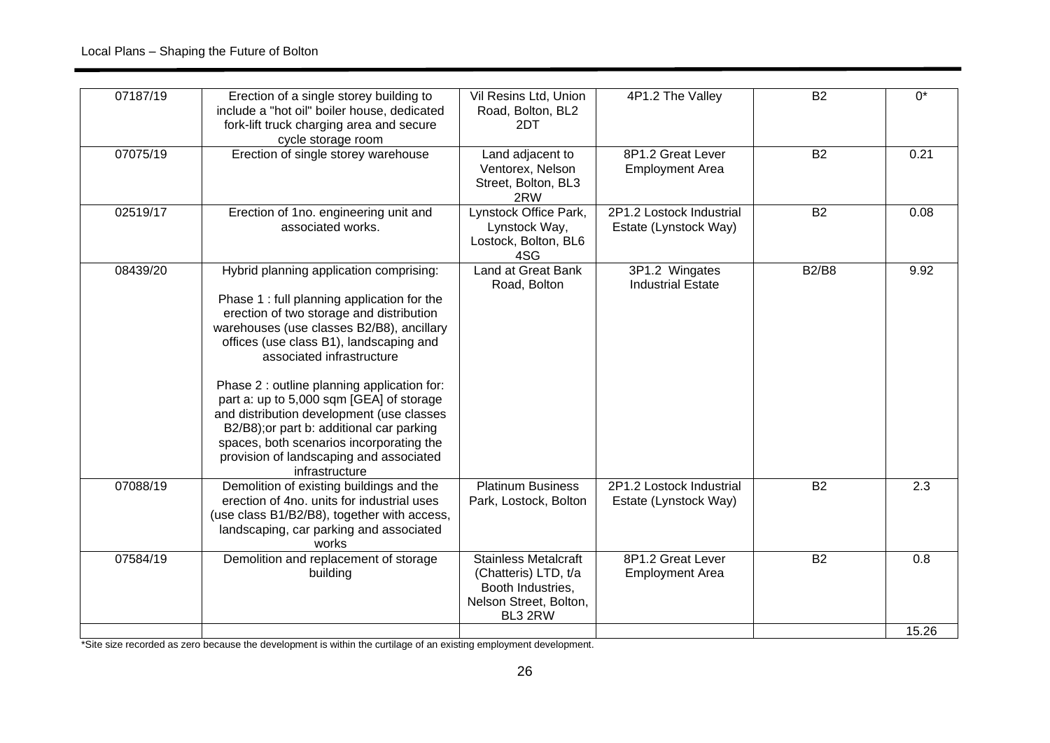| | | | | | |
|---|---|---|---|---|---|
| 07187/19 | Erection of a single storey building to include a "hot oil" boiler house, dedicated fork-lift truck charging area and secure cycle storage room | Vil Resins Ltd, Union Road, Bolton, BL2 2DT | 4P1.2 The Valley | B2 | 0* |
| 07075/19 | Erection of single storey warehouse | Land adjacent to Ventorex, Nelson Street, Bolton, BL3 2RW | 8P1.2 Great Lever Employment Area | B2 | 0.21 |
| 02519/17 | Erection of 1no. engineering unit and associated works. | Lynstock Office Park, Lynstock Way, Lostock, Bolton, BL6 4SG | 2P1.2 Lostock Industrial Estate (Lynstock Way) | B2 | 0.08 |
| 08439/20 | Hybrid planning application comprising:<br><br>Phase 1 : full planning application for the erection of two storage and distribution warehouses (use classes B2/B8), ancillary offices (use class B1), landscaping and associated infrastructure<br><br>Phase 2 : outline planning application for: part a: up to 5,000 sqm [GEA] of storage and distribution development (use classes B2/B8);or part b: additional car parking spaces, both scenarios incorporating the provision of landscaping and associated infrastructure | Land at Great Bank Road, Bolton | 3P1.2 Wingates Industrial Estate | B2/B8 | 9.92 |
| 07088/19 | Demolition of existing buildings and the erection of 4no. units for industrial uses (use class B1/B2/B8), together with access, landscaping, car parking and associated works | Platinum Business Park, Lostock, Bolton | 2P1.2 Lostock Industrial Estate (Lynstock Way) | B2 | 2.3 |
| 07584/19 | Demolition and replacement of storage building | Stainless Metalcraft (Chatteris) LTD, t/a Booth Industries, Nelson Street, Bolton, BL3 2RW | 8P1.2 Great Lever Employment Area | B2 | 0.8 |
| | | | | | 15.26 |

*Site size recorded as zero because the development is within the curtilage of an existing employment development.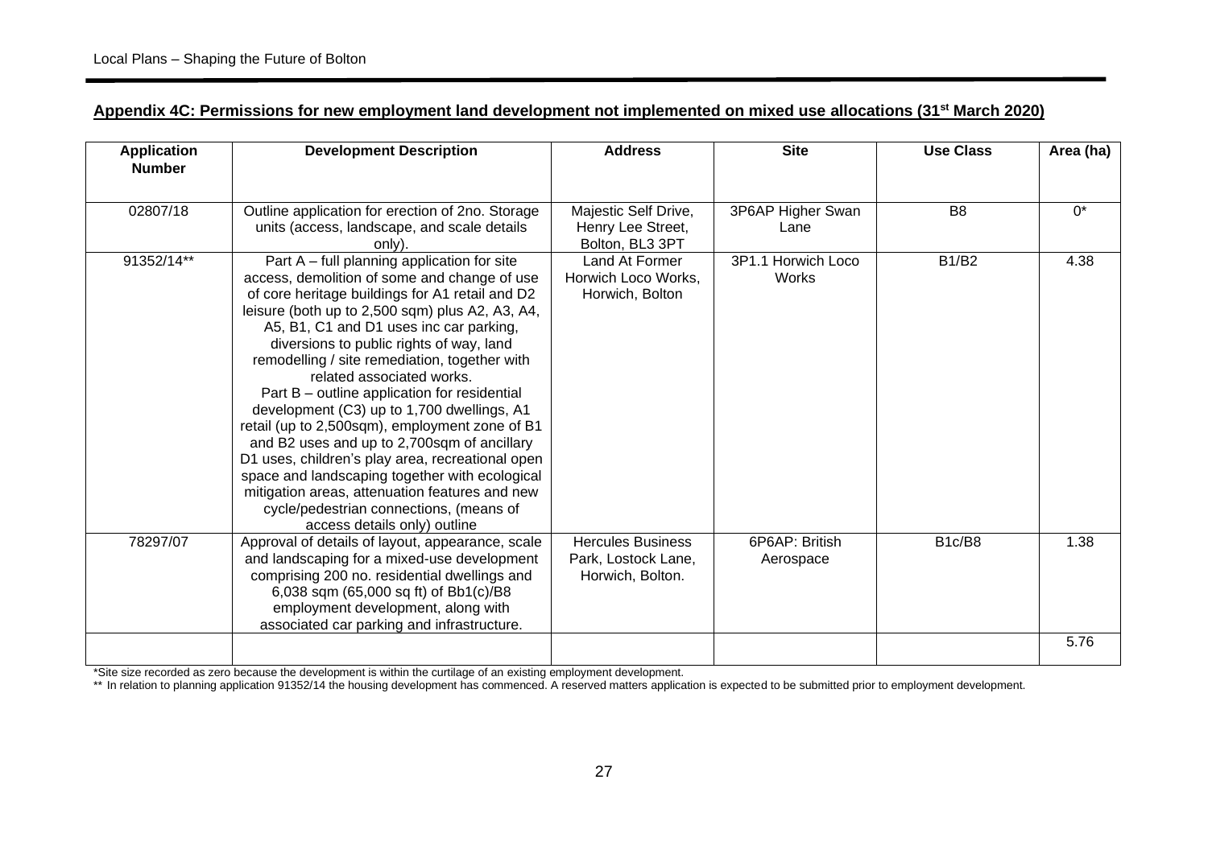## Appendix 4C: Permissions for new employment land development not implemented on mixed use allocations (31st March 2020)

| Application Number | Development Description | Address | Site | Use Class | Area (ha) |
|---|---|---|---|---|---|
| 02807/18 | Outline application for erection of 2no. Storage units (access, landscape, and scale details only). | Majestic Self Drive, Henry Lee Street, Bolton, BL3 3PT | 3P6AP Higher Swan Lane | B8 | 0* |
| 91352/14** | Part A – full planning application for site access, demolition of some and change of use of core heritage buildings for A1 retail and D2 leisure (both up to 2,500 sqm) plus A2, A3, A4, A5, B1, C1 and D1 uses inc car parking, diversions to public rights of way, land remodelling / site remediation, together with related associated works. Part B – outline application for residential development (C3) up to 1,700 dwellings, A1 retail (up to 2,500sqm), employment zone of B1 and B2 uses and up to 2,700sqm of ancillary D1 uses, children's play area, recreational open space and landscaping together with ecological mitigation areas, attenuation features and new cycle/pedestrian connections, (means of access details only) outline | Land At Former Horwich Loco Works, Horwich, Bolton | 3P1.1 Horwich Loco Works | B1/B2 | 4.38 |
| 78297/07 | Approval of details of layout, appearance, scale and landscaping for a mixed-use development comprising 200 no. residential dwellings and 6,038 sqm (65,000 sq ft) of Bb1(c)/B8 employment development, along with associated car parking and infrastructure. | Hercules Business Park, Lostock Lane, Horwich, Bolton. | 6P6AP: British Aerospace | B1c/B8 | 1.38 |
| | | | | | 5.76 |

*Site size recorded as zero because the development is within the curtilage of an existing employment development.

** In relation to planning application 91352/14 the housing development has commenced. A reserved matters application is expected to be submitted prior to employment development.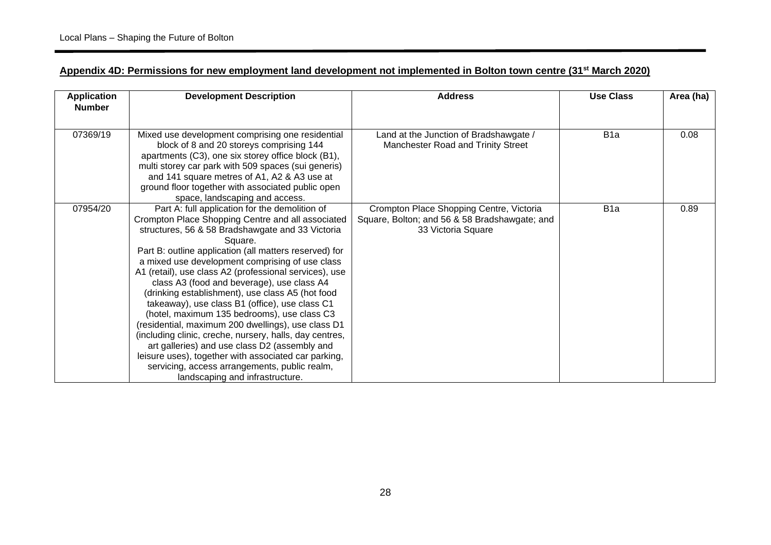## Appendix 4D: Permissions for new employment land development not implemented in Bolton town centre (31st March 2020)

| Application Number | Development Description | Address | Use Class | Area (ha) |
|---|---|---|---|---|
| 07369/19 | Mixed use development comprising one residential block of 8 and 20 storeys comprising 144 apartments (C3), one six storey office block (B1), multi storey car park with 509 spaces (sui generis) and 141 square metres of A1, A2 & A3 use at ground floor together with associated public open space, landscaping and access. | Land at the Junction of Bradshawgate / Manchester Road and Trinity Street | B1a | 0.08 |
| 07954/20 | Part A: full application for the demolition of Crompton Place Shopping Centre and all associated structures, 56 & 58 Bradshawgate and 33 Victoria Square. Part B: outline application (all matters reserved) for a mixed use development comprising of use class A1 (retail), use class A2 (professional services), use class A3 (food and beverage), use class A4 (drinking establishment), use class A5 (hot food takeaway), use class B1 (office), use class C1 (hotel, maximum 135 bedrooms), use class C3 (residential, maximum 200 dwellings), use class D1 (including clinic, creche, nursery, halls, day centres, art galleries) and use class D2 (assembly and leisure uses), together with associated car parking, servicing, access arrangements, public realm, landscaping and infrastructure. | Crompton Place Shopping Centre, Victoria Square, Bolton; and 56 & 58 Bradshawgate; and 33 Victoria Square | B1a | 0.89 |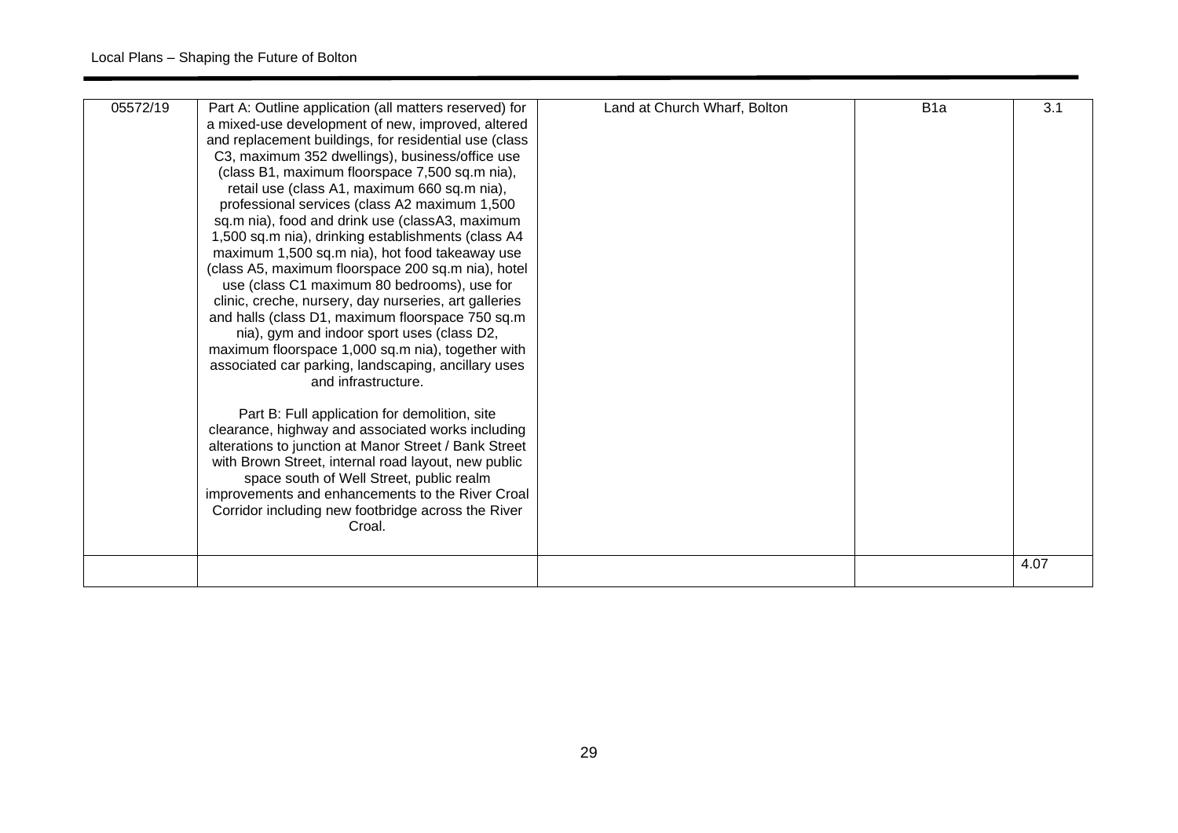| | | | | |
|---|---|---|---|---|
| 05572/19 | Part A: Outline application (all matters reserved) for a mixed-use development of new, improved, altered and replacement buildings, for residential use (class C3, maximum 352 dwellings), business/office use (class B1, maximum floorspace 7,500 sq.m nia), retail use (class A1, maximum 660 sq.m nia), professional services (class A2 maximum 1,500 sq.m nia), food and drink use (classA3, maximum 1,500 sq.m nia), drinking establishments (class A4 maximum 1,500 sq.m nia), hot food takeaway use (class A5, maximum floorspace 200 sq.m nia), hotel use (class C1 maximum 80 bedrooms), use for clinic, creche, nursery, day nurseries, art galleries and halls (class D1, maximum floorspace 750 sq.m nia), gym and indoor sport uses (class D2, maximum floorspace 1,000 sq.m nia), together with associated car parking, landscaping, ancillary uses and infrastructure.<br><br>Part B: Full application for demolition, site clearance, highway and associated works including alterations to junction at Manor Street / Bank Street with Brown Street, internal road layout, new public space south of Well Street, public realm improvements and enhancements to the River Croal Corridor including new footbridge across the River Croal. | Land at Church Wharf, Bolton | B1a | 3.1 |
| | | | | 4.07 |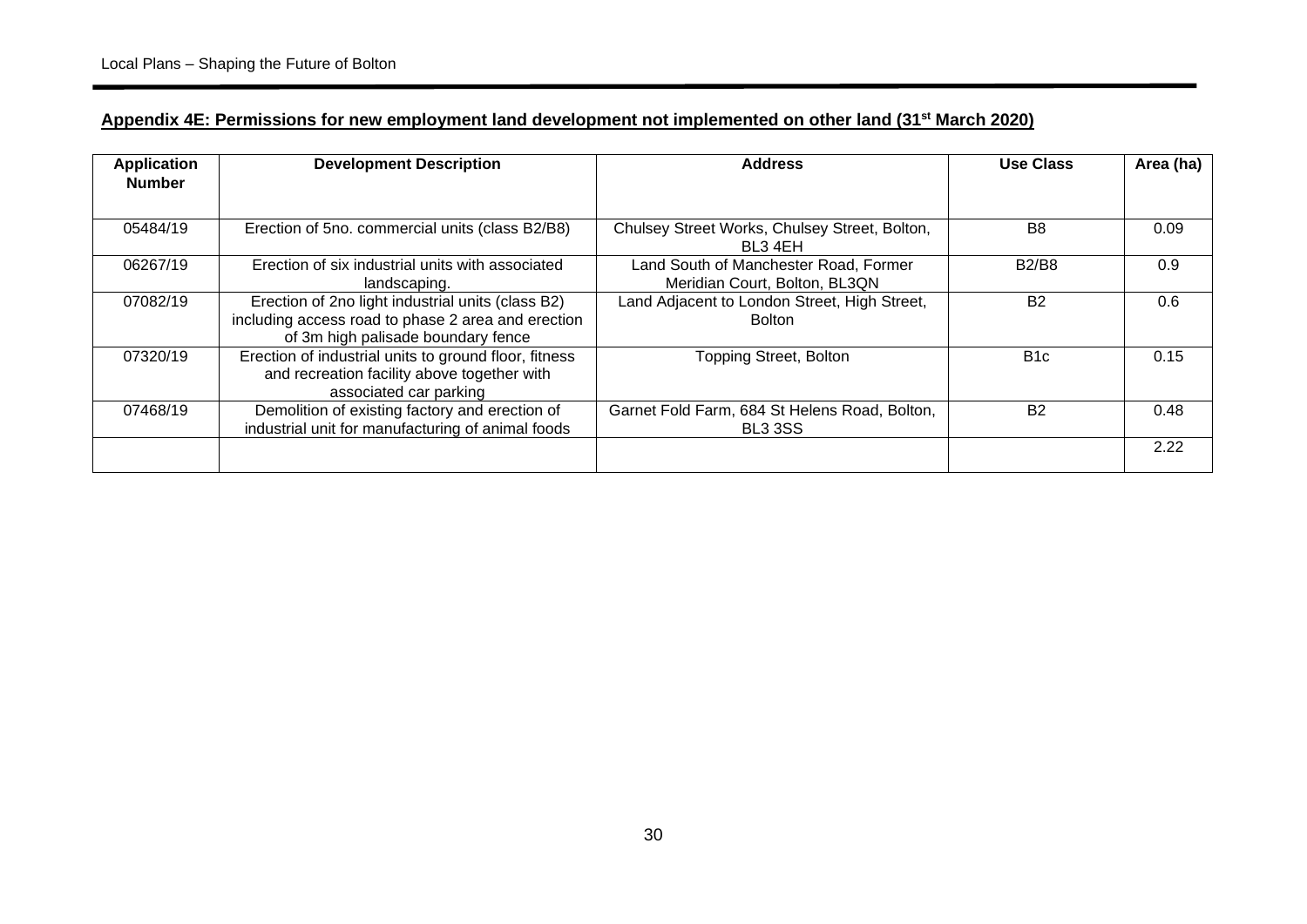## Appendix 4E: Permissions for new employment land development not implemented on other land (31st March 2020)

| Application Number | Development Description | Address | Use Class | Area (ha) |
|---|---|---|---|---|
| 05484/19 | Erection of 5no. commercial units (class B2/B8) | Chulsey Street Works, Chulsey Street, Bolton, BL3 4EH | B8 | 0.09 |
| 06267/19 | Erection of six industrial units with associated landscaping. | Land South of Manchester Road, Former Meridian Court, Bolton, BL3QN | B2/B8 | 0.9 |
| 07082/19 | Erection of 2no light industrial units (class B2) including access road to phase 2 area and erection of 3m high palisade boundary fence | Land Adjacent to London Street, High Street, Bolton | B2 | 0.6 |
| 07320/19 | Erection of industrial units to ground floor, fitness and recreation facility above together with associated car parking | Topping Street, Bolton | B1c | 0.15 |
| 07468/19 | Demolition of existing factory and erection of industrial unit for manufacturing of animal foods | Garnet Fold Farm, 684 St Helens Road, Bolton, BL3 3SS | B2 | 0.48 |
| | | | | 2.22 |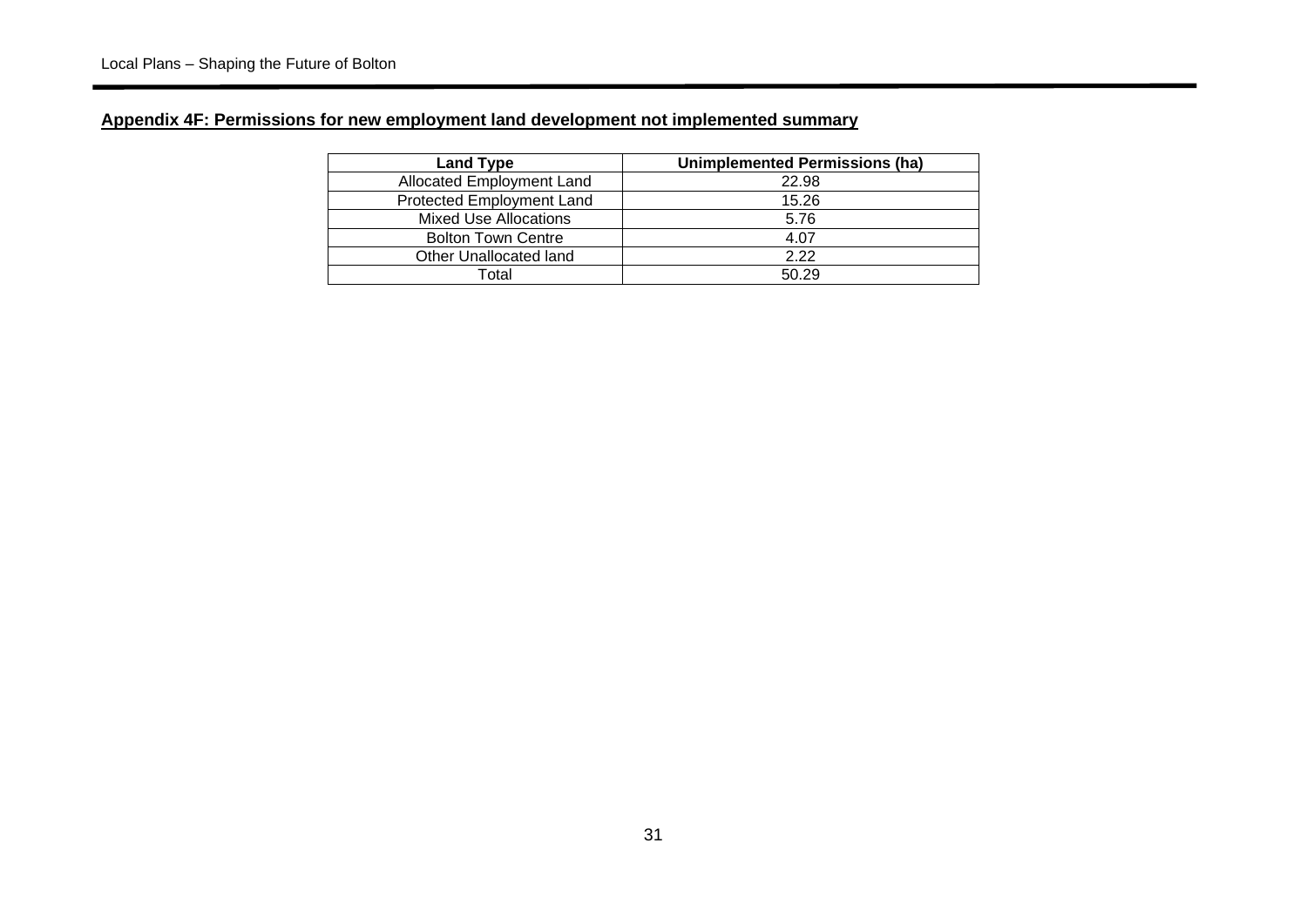## Appendix 4F: Permissions for new employment land development not implemented summary

| Land Type | Unimplemented Permissions (ha) |
|---|---|
| Allocated Employment Land | 22.98 |
| Protected Employment Land | 15.26 |
| Mixed Use Allocations | 5.76 |
| Bolton Town Centre | 4.07 |
| Other Unallocated land | 2.22 |
| Total | 50.29 |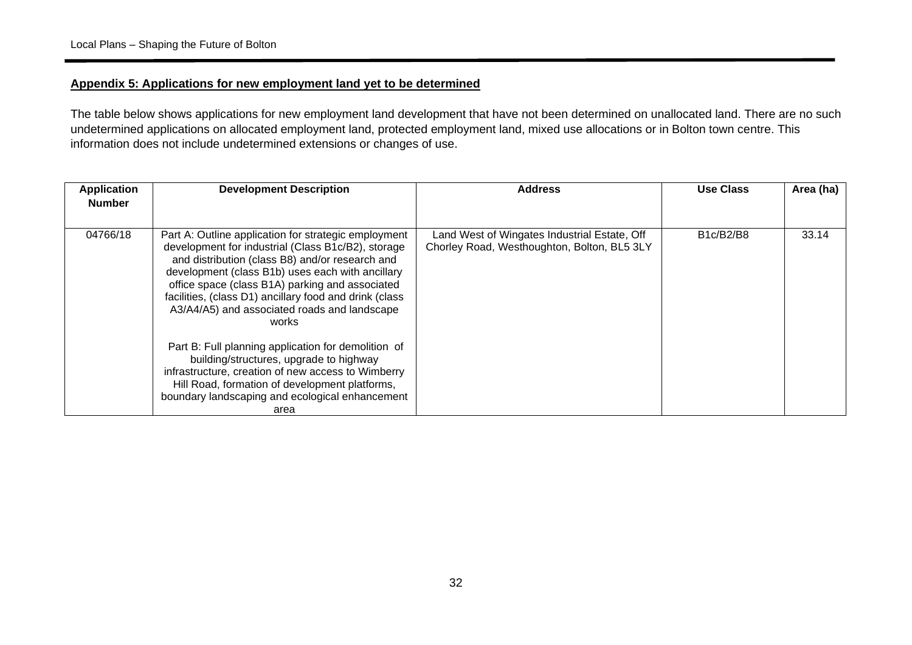**Appendix 5: Applications for new employment land yet to be determined**

The table below shows applications for new employment land development that have not been determined on unallocated land. There are no such undetermined applications on allocated employment land, protected employment land, mixed use allocations or in Bolton town centre. This information does not include undetermined extensions or changes of use.

| Application Number | Development Description | Address | Use Class | Area (ha) |
|---|---|---|---|---|
| 04766/18 | Part A: Outline application for strategic employment development for industrial (Class B1c/B2), storage and distribution (class B8) and/or research and development (class B1b) uses each with ancillary office space (class B1A) parking and associated facilities, (class D1) ancillary food and drink (class A3/A4/A5) and associated roads and landscape works<br><br>Part B: Full planning application for demolition of building/structures, upgrade to highway infrastructure, creation of new access to Wimberry Hill Road, formation of development platforms, boundary landscaping and ecological enhancement area | Land West of Wingates Industrial Estate, Off Chorley Road, Westhoughton, Bolton, BL5 3LY | B1c/B2/B8 | 33.14 |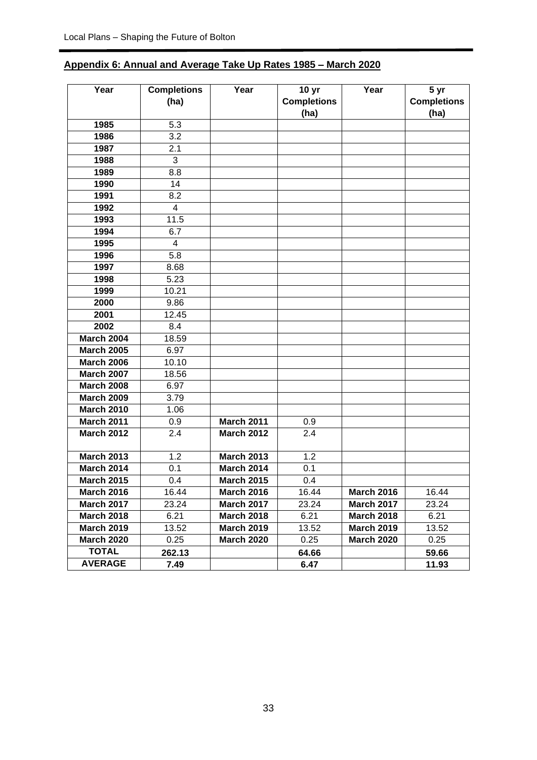## Appendix 6: Annual and Average Take Up Rates 1985 – March 2020

| Year | Completions (ha) | Year | 10 yr Completions (ha) | Year | 5 yr Completions (ha) |
|---|---|---|---|---|---|
| 1985 | 5.3 | | | | |
| 1986 | 3.2 | | | | |
| 1987 | 2.1 | | | | |
| 1988 | 3 | | | | |
| 1989 | 8.8 | | | | |
| 1990 | 14 | | | | |
| 1991 | 8.2 | | | | |
| 1992 | 4 | | | | |
| 1993 | 11.5 | | | | |
| 1994 | 6.7 | | | | |
| 1995 | 4 | | | | |
| 1996 | 5.8 | | | | |
| 1997 | 8.68 | | | | |
| 1998 | 5.23 | | | | |
| 1999 | 10.21 | | | | |
| 2000 | 9.86 | | | | |
| 2001 | 12.45 | | | | |
| 2002 | 8.4 | | | | |
| March 2004 | 18.59 | | | | |
| March 2005 | 6.97 | | | | |
| March 2006 | 10.10 | | | | |
| March 2007 | 18.56 | | | | |
| March 2008 | 6.97 | | | | |
| March 2009 | 3.79 | | | | |
| March 2010 | 1.06 | | | | |
| March 2011 | 0.9 | March 2011 | 0.9 | | |
| March 2012 | 2.4 | March 2012 | 2.4 | | |
| March 2013 | 1.2 | March 2013 | 1.2 | | |
| March 2014 | 0.1 | March 2014 | 0.1 | | |
| March 2015 | 0.4 | March 2015 | 0.4 | | |
| March 2016 | 16.44 | March 2016 | 16.44 | March 2016 | 16.44 |
| March 2017 | 23.24 | March 2017 | 23.24 | March 2017 | 23.24 |
| March 2018 | 6.21 | March 2018 | 6.21 | March 2018 | 6.21 |
| March 2019 | 13.52 | March 2019 | 13.52 | March 2019 | 13.52 |
| March 2020 | 0.25 | March 2020 | 0.25 | March 2020 | 0.25 |
| **TOTAL** | **262.13** | | **64.66** | | **59.66** |
| **AVERAGE** | **7.49** | | **6.47** | | **11.93** |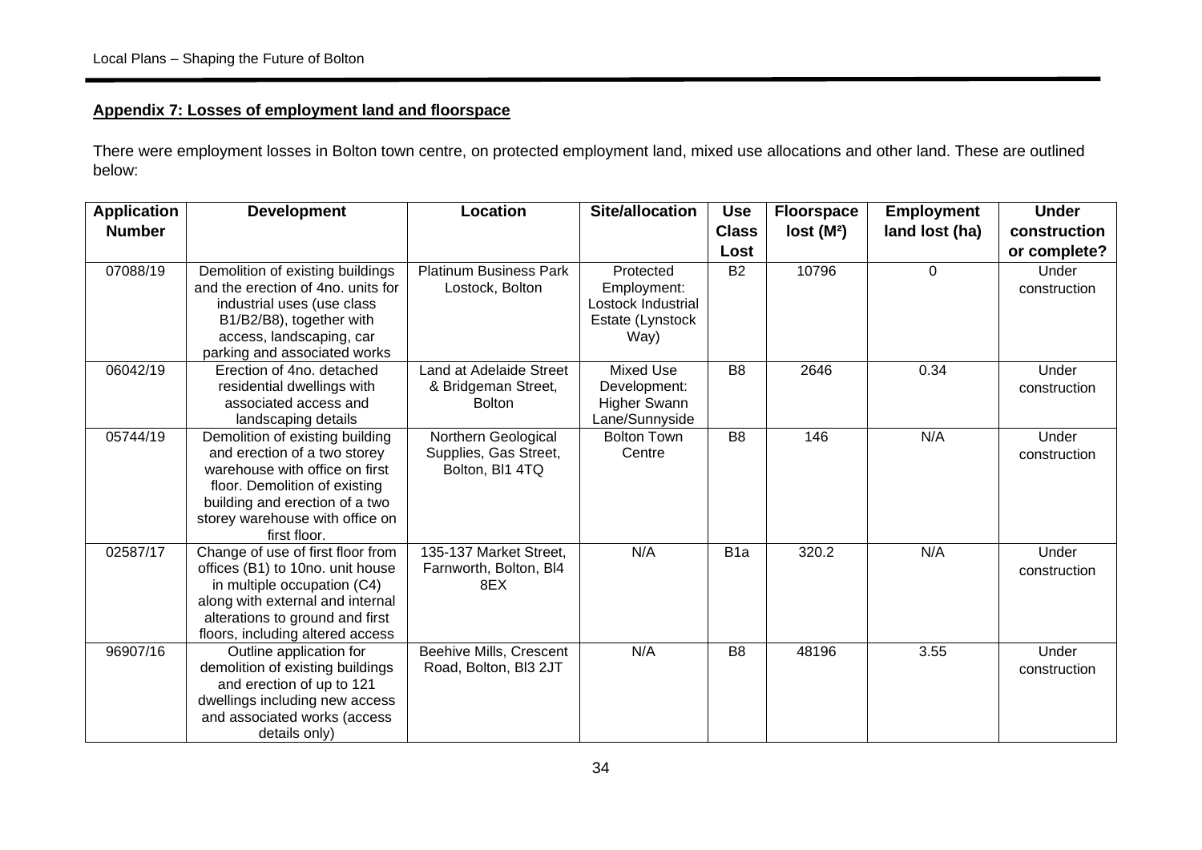## Appendix 7: Losses of employment land and floorspace

There were employment losses in Bolton town centre, on protected employment land, mixed use allocations and other land. These are outlined below:

| Application Number | Development | Location | Site/allocation | Use Class Lost | Floorspace lost (M²) | Employment land lost (ha) | Under construction or complete? |
|---|---|---|---|---|---|---|---|
| 07088/19 | Demolition of existing buildings and the erection of 4no. units for industrial uses (use class B1/B2/B8), together with access, landscaping, car parking and associated works | Platinum Business Park Lostock, Bolton | Protected Employment: Lostock Industrial Estate (Lynstock Way) | B2 | 10796 | 0 | Under construction |
| 06042/19 | Erection of 4no. detached residential dwellings with associated access and landscaping details | Land at Adelaide Street & Bridgeman Street, Bolton | Mixed Use Development: Higher Swann Lane/Sunnyside | B8 | 2646 | 0.34 | Under construction |
| 05744/19 | Demolition of existing building and erection of a two storey warehouse with office on first floor. Demolition of existing building and erection of a two storey warehouse with office on first floor. | Northern Geological Supplies, Gas Street, Bolton, Bl1 4TQ | Bolton Town Centre | B8 | 146 | N/A | Under construction |
| 02587/17 | Change of use of first floor from offices (B1) to 10no. unit house in multiple occupation (C4) along with external and internal alterations to ground and first floors, including altered access | 135-137 Market Street, Farnworth, Bolton, Bl4 8EX | N/A | B1a | 320.2 | N/A | Under construction |
| 96907/16 | Outline application for demolition of existing buildings and erection of up to 121 dwellings including new access and associated works (access details only) | Beehive Mills, Crescent Road, Bolton, Bl3 2JT | N/A | B8 | 48196 | 3.55 | Under construction |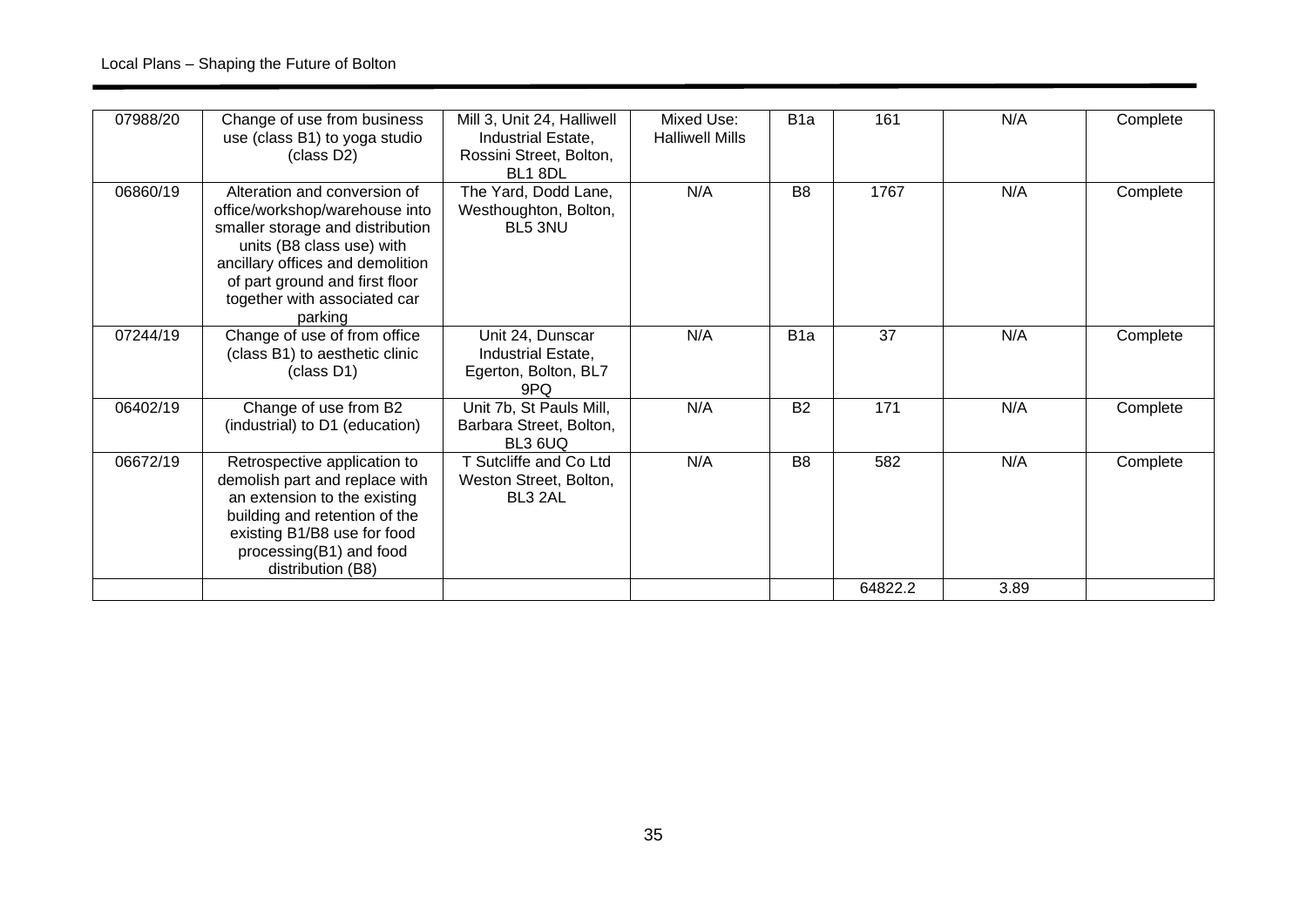| | | | | | | | |
|---|---|---|---|---|---|---|---|
| 07988/20 | Change of use from business use (class B1) to yoga studio (class D2) | Mill 3, Unit 24, Halliwell Industrial Estate, Rossini Street, Bolton, BL1 8DL | Mixed Use: Halliwell Mills | B1a | 161 | N/A | Complete |
| 06860/19 | Alteration and conversion of office/workshop/warehouse into smaller storage and distribution units (B8 class use) with ancillary offices and demolition of part ground and first floor together with associated car parking | The Yard, Dodd Lane, Westhoughton, Bolton, BL5 3NU | N/A | B8 | 1767 | N/A | Complete |
| 07244/19 | Change of use of from office (class B1) to aesthetic clinic (class D1) | Unit 24, Dunscar Industrial Estate, Egerton, Bolton, BL7 9PQ | N/A | B1a | 37 | N/A | Complete |
| 06402/19 | Change of use from B2 (industrial) to D1 (education) | Unit 7b, St Pauls Mill, Barbara Street, Bolton, BL3 6UQ | N/A | B2 | 171 | N/A | Complete |
| 06672/19 | Retrospective application to demolish part and replace with an extension to the existing building and retention of the existing B1/B8 use for food processing(B1) and food distribution (B8) | T Sutcliffe and Co Ltd Weston Street, Bolton, BL3 2AL | N/A | B8 | 582 | N/A | Complete |
| | | | | | 64822.2 | 3.89 | |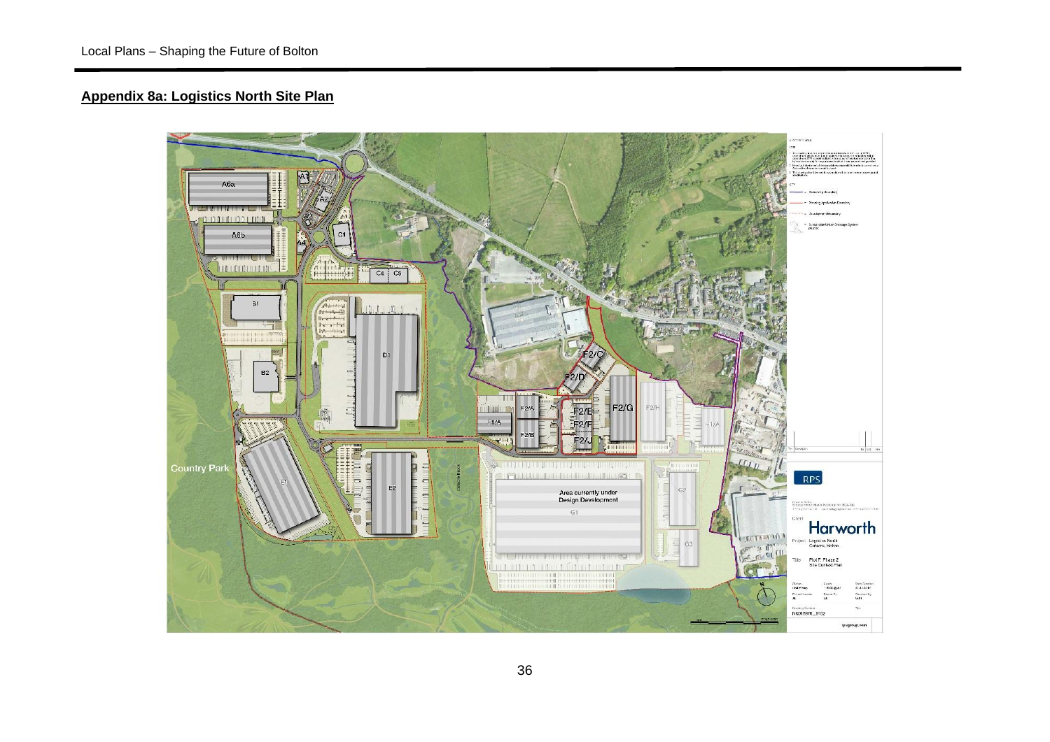## Appendix 8a: Logistics North Site Plan

A6a

A2

A6b

A4

C1

C4

C5

B1

D1

B2

F2/C

F2/D

F2/A

F2/E

F2/G

F2/H

F1/A

F2/F

F2/B

F2/J

H1/A

Country Park

E1

E2

Area currently under Design Development

G1

G2

G3

RPS

Harworth

Project: Logistics North Cutacre, Bolton

Title: Plot F Phase 2 Site Context Plan

rpsgroup.com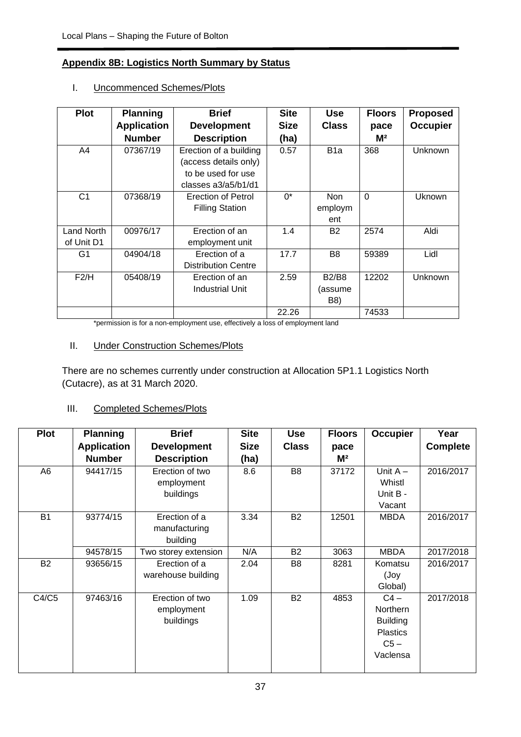## Appendix 8B: Logistics North Summary by Status

### I. Uncommenced Schemes/Plots

| Plot | Planning Application Number | Brief Development Description | Site Size (ha) | Use Class | Floorspace M² | Proposed Occupier |
|---|---|---|---|---|---|---|
| A4 | 07367/19 | Erection of a building (access details only) to be used for use classes a3/a5/b1/d1 | 0.57 | B1a | 368 | Unknown |
| C1 | 07368/19 | Erection of Petrol Filling Station | 0* | Non employment | 0 | Uknown |
| Land North of Unit D1 | 00976/17 | Erection of an employment unit | 1.4 | B2 | 2574 | Aldi |
| G1 | 04904/18 | Erection of a Distribution Centre | 17.7 | B8 | 59389 | Lidl |
| F2/H | 05408/19 | Erection of an Industrial Unit | 2.59 | B2/B8 (assume B8) | 12202 | Unknown |
| | | | 22.26 | | 74533 | |

*permission is for a non-employment use, effectively a loss of employment land

### II. Under Construction Schemes/Plots

There are no schemes currently under construction at Allocation 5P1.1 Logistics North (Cutacre), as at 31 March 2020.

### III. Completed Schemes/Plots

| Plot | Planning Application Number | Brief Development Description | Site Size (ha) | Use Class | Floorspace M² | Occupier | Year Complete |
|---|---|---|---|---|---|---|---|
| A6 | 94417/15 | Erection of two employment buildings | 8.6 | B8 | 37172 | Unit A – Whistl Unit B - Vacant | 2016/2017 |
| B1 | 93774/15 | Erection of a manufacturing building | 3.34 | B2 | 12501 | MBDA | 2016/2017 |
| | 94578/15 | Two storey extension | N/A | B2 | 3063 | MBDA | 2017/2018 |
| B2 | 93656/15 | Erection of a warehouse building | 2.04 | B8 | 8281 | Komatsu (Joy Global) | 2016/2017 |
| C4/C5 | 97463/16 | Erection of two employment buildings | 1.09 | B2 | 4853 | C4 – Northern Building Plastics C5 – Vaclensa | 2017/2018 |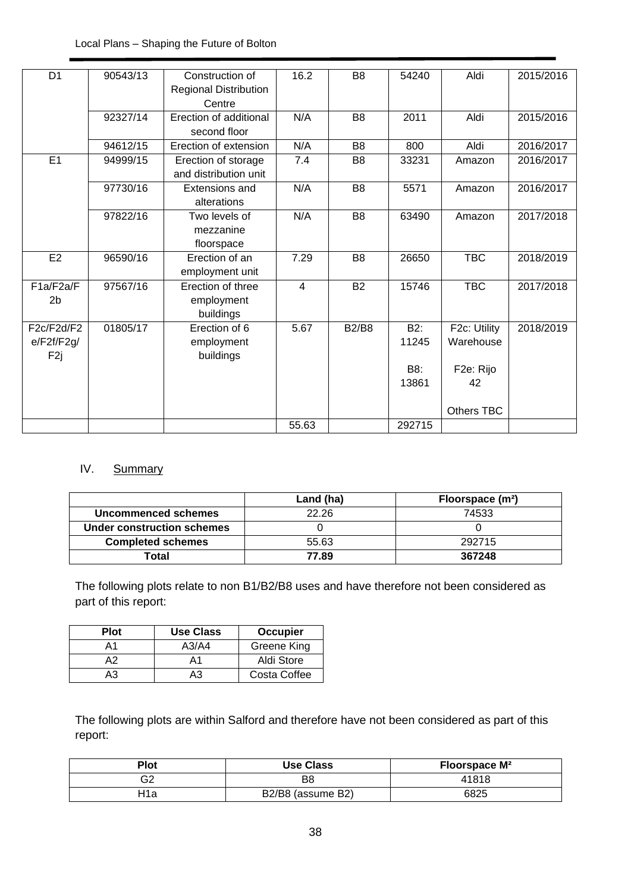| | | | | | | | |
|---|---|---|---|---|---|---|---|
| D1 | 90543/13 | Construction of Regional Distribution Centre | 16.2 | B8 | 54240 | Aldi | 2015/2016 |
| | 92327/14 | Erection of additional second floor | N/A | B8 | 2011 | Aldi | 2015/2016 |
| | 94612/15 | Erection of extension | N/A | B8 | 800 | Aldi | 2016/2017 |
| E1 | 94999/15 | Erection of storage and distribution unit | 7.4 | B8 | 33231 | Amazon | 2016/2017 |
| | 97730/16 | Extensions and alterations | N/A | B8 | 5571 | Amazon | 2016/2017 |
| | 97822/16 | Two levels of mezzanine floorspace | N/A | B8 | 63490 | Amazon | 2017/2018 |
| E2 | 96590/16 | Erection of an employment unit | 7.29 | B8 | 26650 | TBC | 2018/2019 |
| F1a/F2a/F2b | 97567/16 | Erection of three employment buildings | 4 | B2 | 15746 | TBC | 2017/2018 |
| F2c/F2d/F2e/F2f/F2g/F2j | 01805/17 | Erection of 6 employment buildings | 5.67 | B2/B8 | B2: 11245 B8: 13861 | F2c: Utility Warehouse F2e: Rijo 42 Others TBC | 2018/2019 |
| | | | 55.63 | | 292715 | | |

IV. Summary

| | Land (ha) | Floorspace (m²) |
|---|---|---|
| **Uncommenced schemes** | 22.26 | 74533 |
| **Under construction schemes** | 0 | 0 |
| **Completed schemes** | 55.63 | 292715 |
| **Total** | **77.89** | **367248** |

The following plots relate to non B1/B2/B8 uses and have therefore not been considered as part of this report:

| Plot | Use Class | Occupier |
|---|---|---|
| A1 | A3/A4 | Greene King |
| A2 | A1 | Aldi Store |
| A3 | A3 | Costa Coffee |

The following plots are within Salford and therefore have not been considered as part of this report:

| Plot | Use Class | Floorspace M² |
|---|---|---|
| G2 | B8 | 41818 |
| H1a | B2/B8 (assume B2) | 6825 |